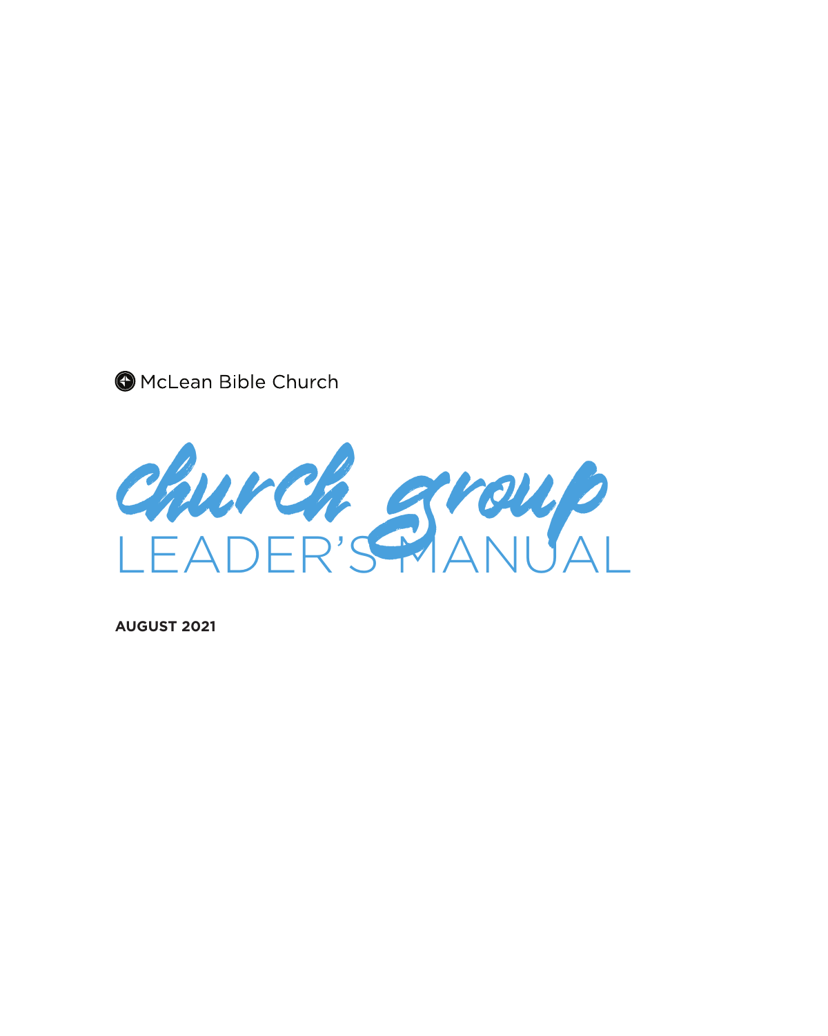McLean Bible Church

# church group LEADER'S MANUAL

**AUGUST 2021**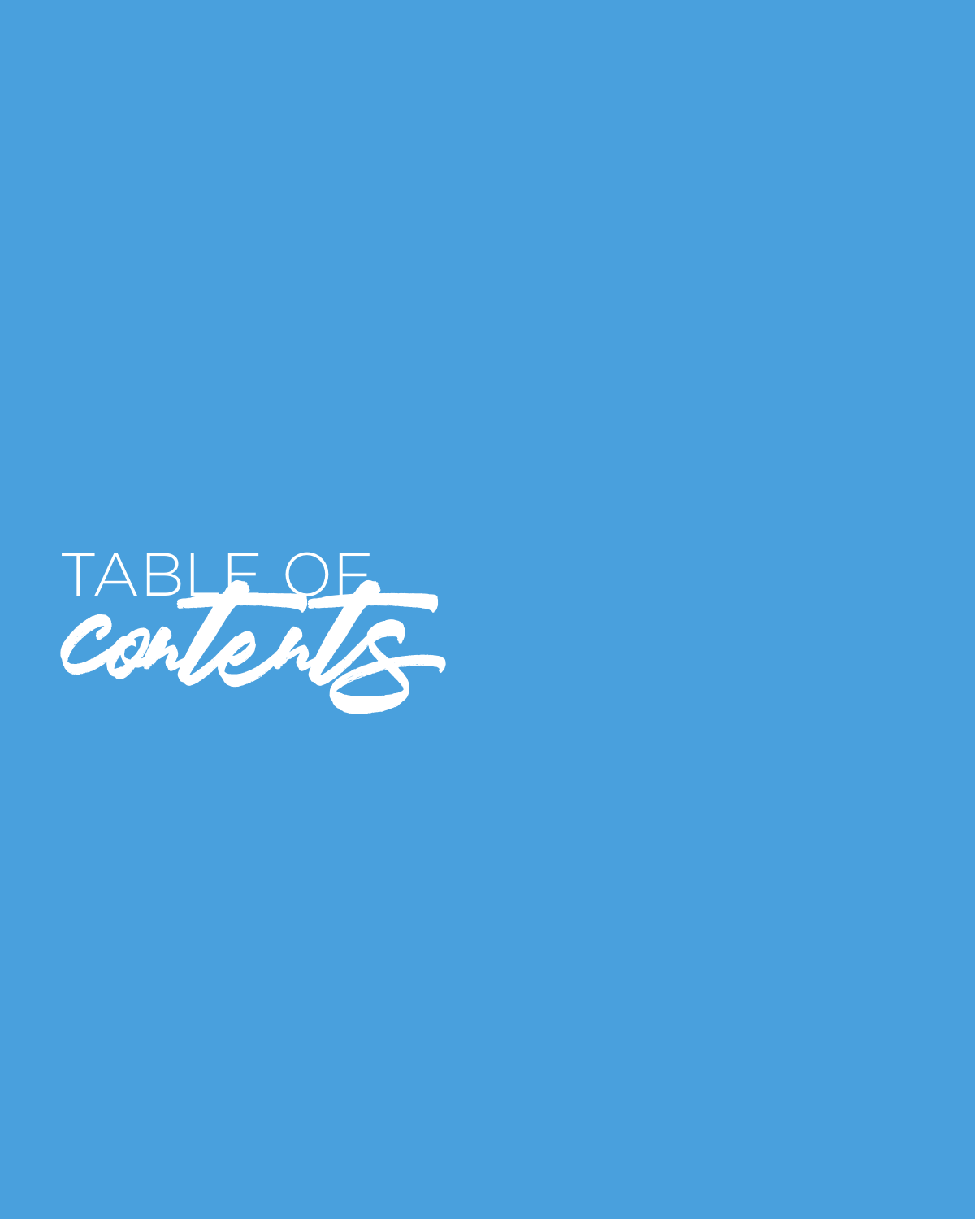# TABLE OF *contents*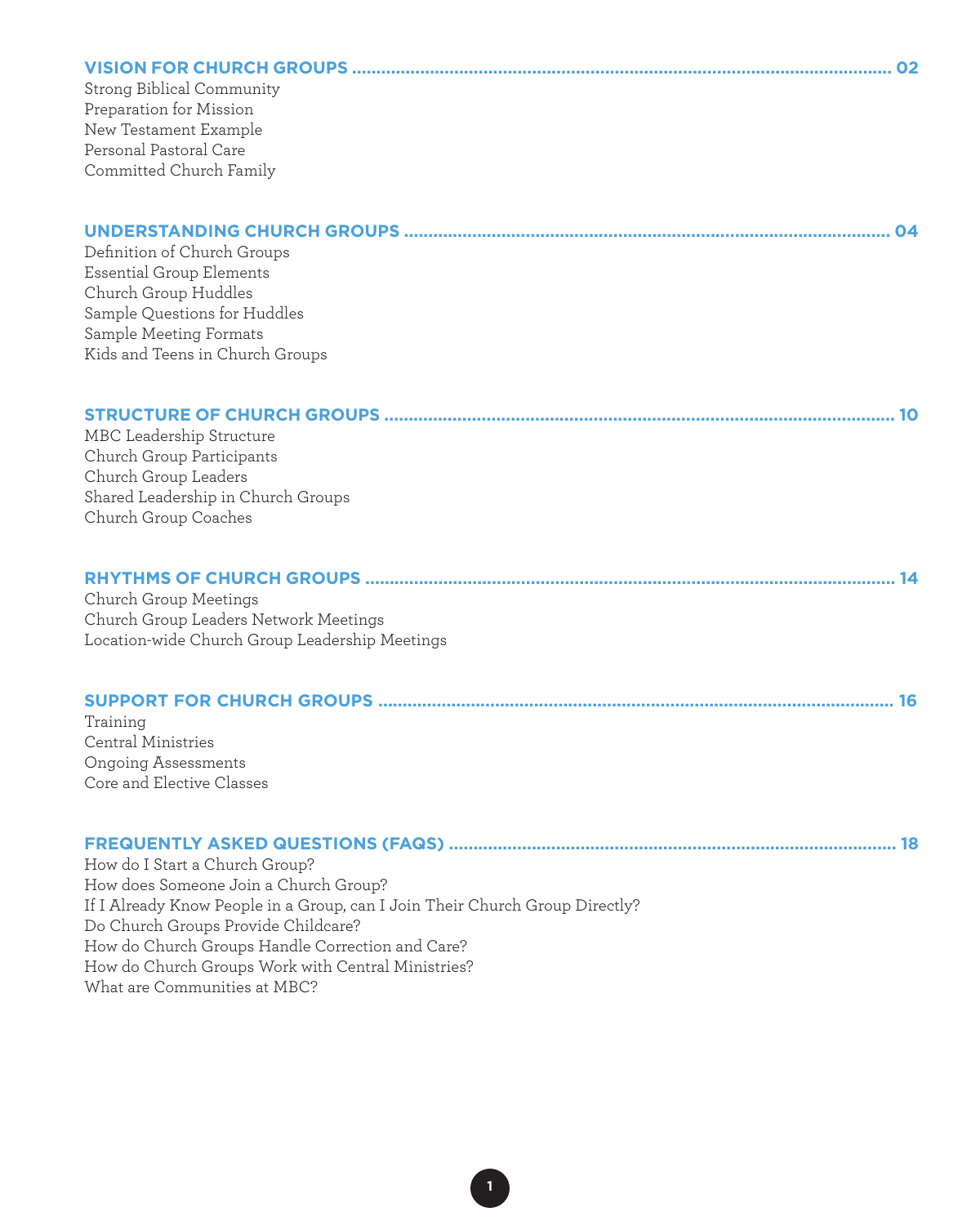**VISION FOR CHURCH GROUPS ........ 02**

Strong Biblical Community
Preparation for Mission
New Testament Example
Personal Pastoral Care
Committed Church Family

**UNDERSTANDING CHURCH GROUPS ........ 04**

Definition of Church Groups
Essential Group Elements
Church Group Huddles
Sample Questions for Huddles
Sample Meeting Formats
Kids and Teens in Church Groups

**STRUCTURE OF CHURCH GROUPS ........ 10**

MBC Leadership Structure
Church Group Participants
Church Group Leaders
Shared Leadership in Church Groups
Church Group Coaches

**RHYTHMS OF CHURCH GROUPS ........ 14**

Church Group Meetings
Church Group Leaders Network Meetings
Location-wide Church Group Leadership Meetings

**SUPPORT FOR CHURCH GROUPS ........ 16**

Training
Central Ministries
Ongoing Assessments
Core and Elective Classes

**FREQUENTLY ASKED QUESTIONS (FAQS) ........ 18**

How do I Start a Church Group?
How does Someone Join a Church Group?
If I Already Know People in a Group, can I Join Their Church Group Directly?
Do Church Groups Provide Childcare?
How do Church Groups Handle Correction and Care?
How do Church Groups Work with Central Ministries?
What are Communities at MBC?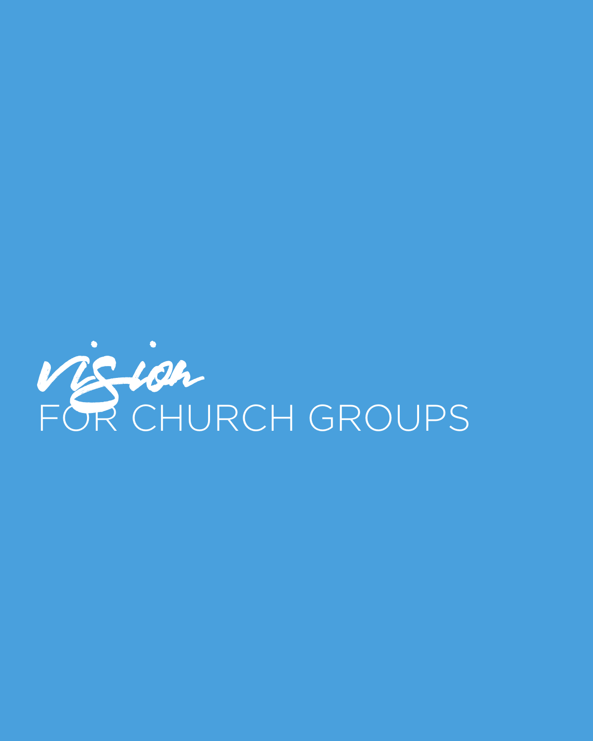# *vision*
# FOR CHURCH GROUPS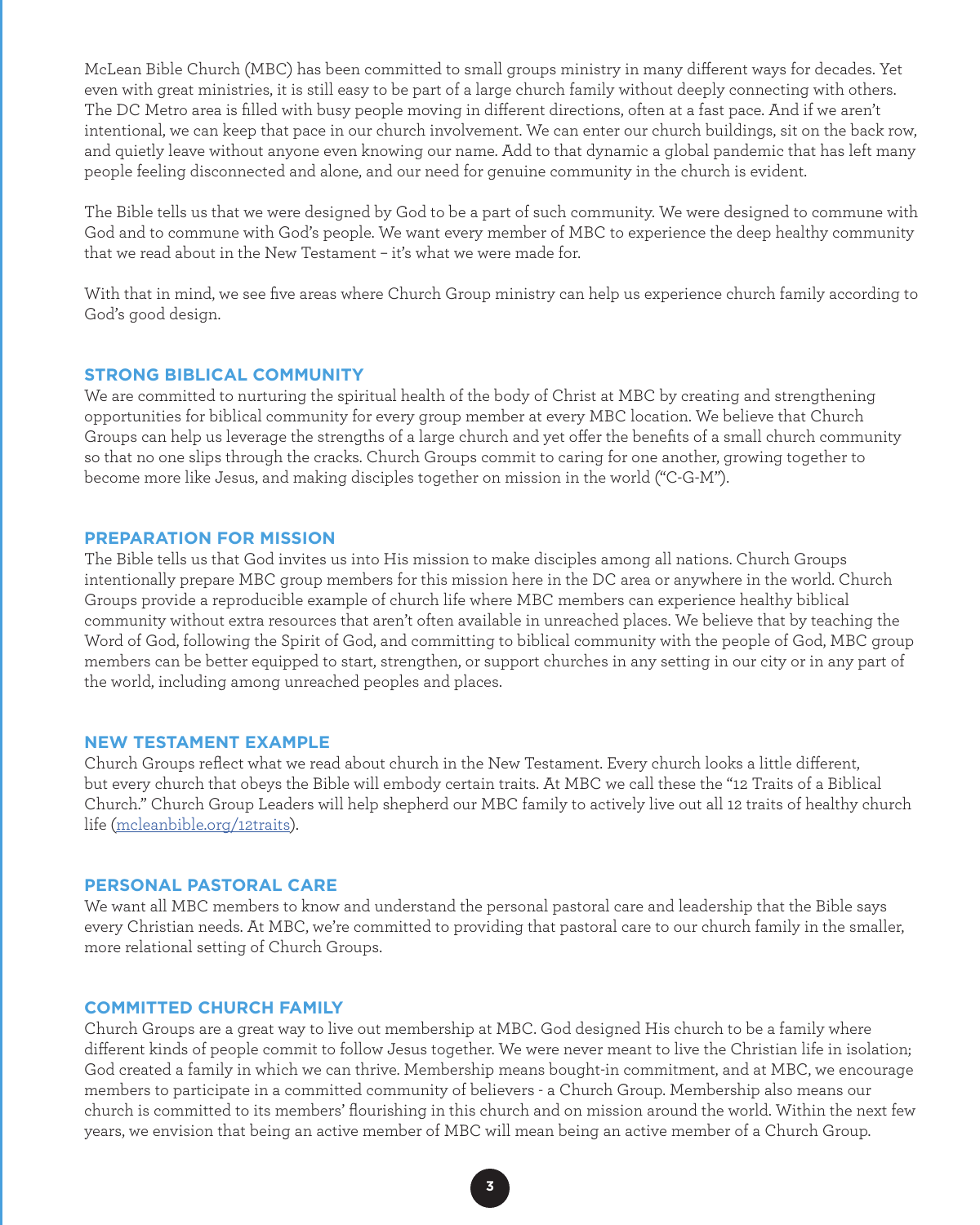McLean Bible Church (MBC) has been committed to small groups ministry in many different ways for decades. Yet even with great ministries, it is still easy to be part of a large church family without deeply connecting with others. The DC Metro area is filled with busy people moving in different directions, often at a fast pace. And if we aren't intentional, we can keep that pace in our church involvement. We can enter our church buildings, sit on the back row, and quietly leave without anyone even knowing our name. Add to that dynamic a global pandemic that has left many people feeling disconnected and alone, and our need for genuine community in the church is evident.

The Bible tells us that we were designed by God to be a part of such community. We were designed to commune with God and to commune with God's people. We want every member of MBC to experience the deep healthy community that we read about in the New Testament – it's what we were made for.

With that in mind, we see five areas where Church Group ministry can help us experience church family according to God's good design.

## STRONG BIBLICAL COMMUNITY

We are committed to nurturing the spiritual health of the body of Christ at MBC by creating and strengthening opportunities for biblical community for every group member at every MBC location. We believe that Church Groups can help us leverage the strengths of a large church and yet offer the benefits of a small church community so that no one slips through the cracks. Church Groups commit to caring for one another, growing together to become more like Jesus, and making disciples together on mission in the world ("C-G-M").

## PREPARATION FOR MISSION

The Bible tells us that God invites us into His mission to make disciples among all nations. Church Groups intentionally prepare MBC group members for this mission here in the DC area or anywhere in the world. Church Groups provide a reproducible example of church life where MBC members can experience healthy biblical community without extra resources that aren't often available in unreached places. We believe that by teaching the Word of God, following the Spirit of God, and committing to biblical community with the people of God, MBC group members can be better equipped to start, strengthen, or support churches in any setting in our city or in any part of the world, including among unreached peoples and places.

## NEW TESTAMENT EXAMPLE

Church Groups reflect what we read about church in the New Testament. Every church looks a little different, but every church that obeys the Bible will embody certain traits. At MBC we call these the "12 Traits of a Biblical Church." Church Group Leaders will help shepherd our MBC family to actively live out all 12 traits of healthy church life (mcleanbible.org/12traits).

## PERSONAL PASTORAL CARE

We want all MBC members to know and understand the personal pastoral care and leadership that the Bible says every Christian needs. At MBC, we're committed to providing that pastoral care to our church family in the smaller, more relational setting of Church Groups.

## COMMITTED CHURCH FAMILY

Church Groups are a great way to live out membership at MBC. God designed His church to be a family where different kinds of people commit to follow Jesus together. We were never meant to live the Christian life in isolation; God created a family in which we can thrive. Membership means bought-in commitment, and at MBC, we encourage members to participate in a committed community of believers - a Church Group. Membership also means our church is committed to its members' flourishing in this church and on mission around the world. Within the next few years, we envision that being an active member of MBC will mean being an active member of a Church Group.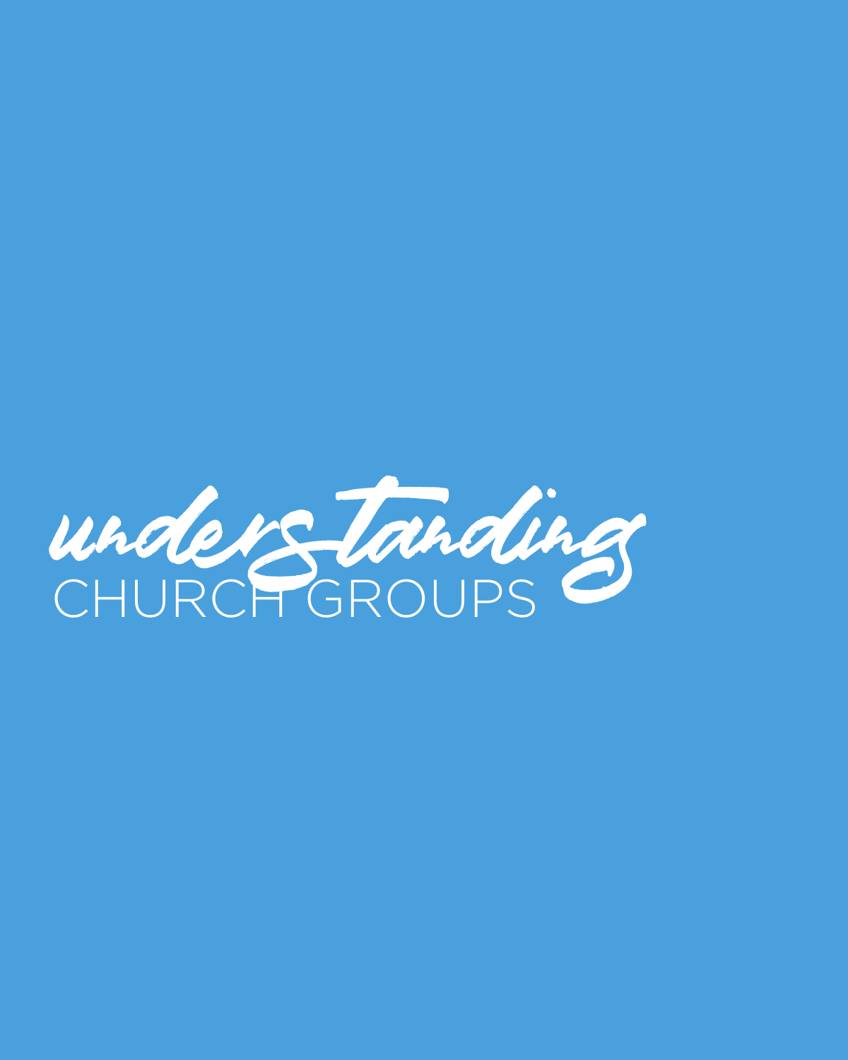# *understanding* CHURCH GROUPS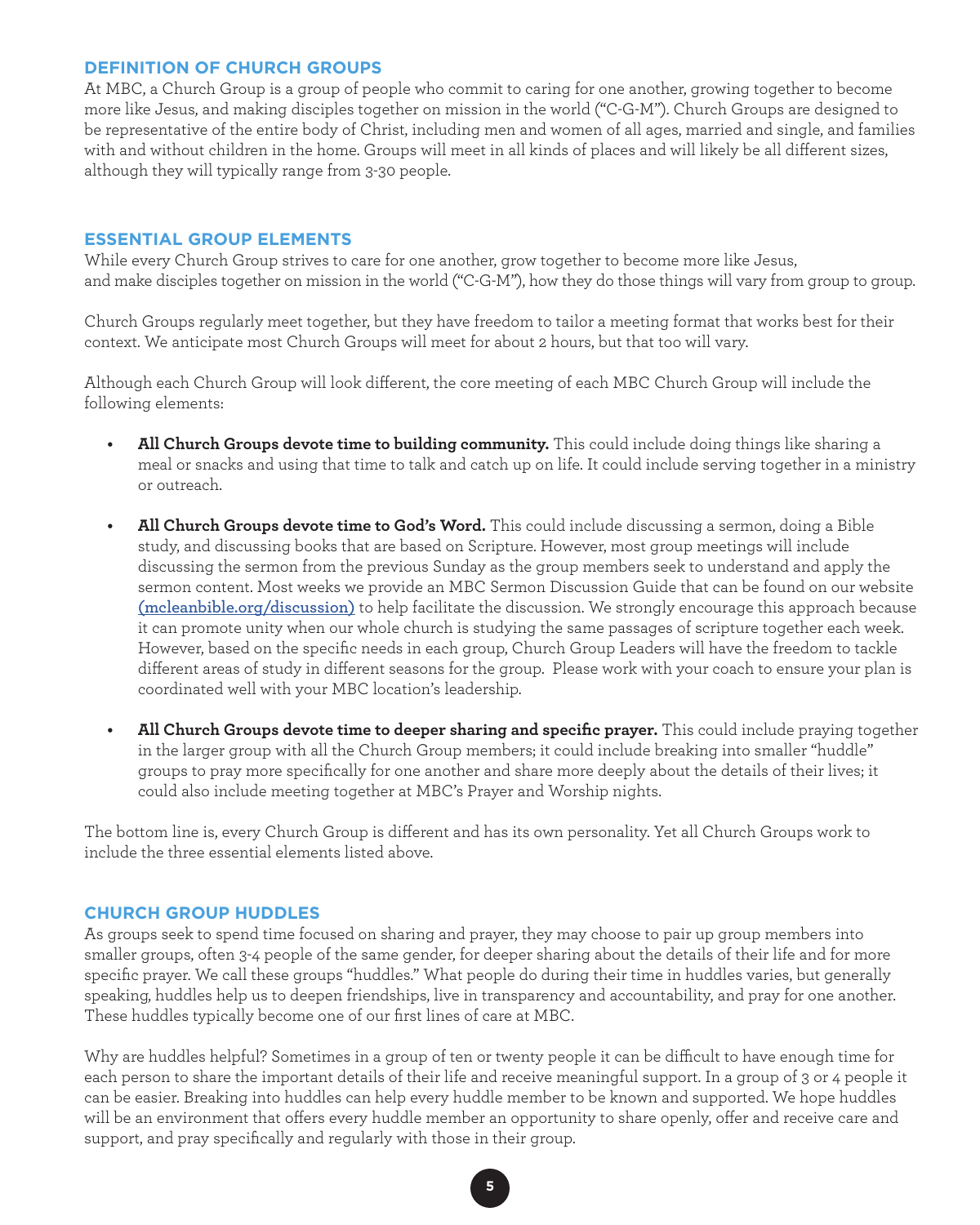## DEFINITION OF CHURCH GROUPS

At MBC, a Church Group is a group of people who commit to caring for one another, growing together to become more like Jesus, and making disciples together on mission in the world ("C-G-M"). Church Groups are designed to be representative of the entire body of Christ, including men and women of all ages, married and single, and families with and without children in the home. Groups will meet in all kinds of places and will likely be all different sizes, although they will typically range from 3-30 people.

## ESSENTIAL GROUP ELEMENTS

While every Church Group strives to care for one another, grow together to become more like Jesus, and make disciples together on mission in the world ("C-G-M"), how they do those things will vary from group to group.

Church Groups regularly meet together, but they have freedom to tailor a meeting format that works best for their context. We anticipate most Church Groups will meet for about 2 hours, but that too will vary.

Although each Church Group will look different, the core meeting of each MBC Church Group will include the following elements:

- **All Church Groups devote time to building community.** This could include doing things like sharing a meal or snacks and using that time to talk and catch up on life. It could include serving together in a ministry or outreach.

- **All Church Groups devote time to God's Word.** This could include discussing a sermon, doing a Bible study, and discussing books that are based on Scripture. However, most group meetings will include discussing the sermon from the previous Sunday as the group members seek to understand and apply the sermon content. Most weeks we provide an MBC Sermon Discussion Guide that can be found on our website (mcleanbible.org/discussion) to help facilitate the discussion. We strongly encourage this approach because it can promote unity when our whole church is studying the same passages of scripture together each week. However, based on the specific needs in each group, Church Group Leaders will have the freedom to tackle different areas of study in different seasons for the group. Please work with your coach to ensure your plan is coordinated well with your MBC location's leadership.

- **All Church Groups devote time to deeper sharing and specific prayer.** This could include praying together in the larger group with all the Church Group members; it could include breaking into smaller "huddle" groups to pray more specifically for one another and share more deeply about the details of their lives; it could also include meeting together at MBC's Prayer and Worship nights.

The bottom line is, every Church Group is different and has its own personality. Yet all Church Groups work to include the three essential elements listed above.

## CHURCH GROUP HUDDLES

As groups seek to spend time focused on sharing and prayer, they may choose to pair up group members into smaller groups, often 3-4 people of the same gender, for deeper sharing about the details of their life and for more specific prayer. We call these groups "huddles." What people do during their time in huddles varies, but generally speaking, huddles help us to deepen friendships, live in transparency and accountability, and pray for one another. These huddles typically become one of our first lines of care at MBC.

Why are huddles helpful? Sometimes in a group of ten or twenty people it can be difficult to have enough time for each person to share the important details of their life and receive meaningful support. In a group of 3 or 4 people it can be easier. Breaking into huddles can help every huddle member to be known and supported. We hope huddles will be an environment that offers every huddle member an opportunity to share openly, offer and receive care and support, and pray specifically and regularly with those in their group.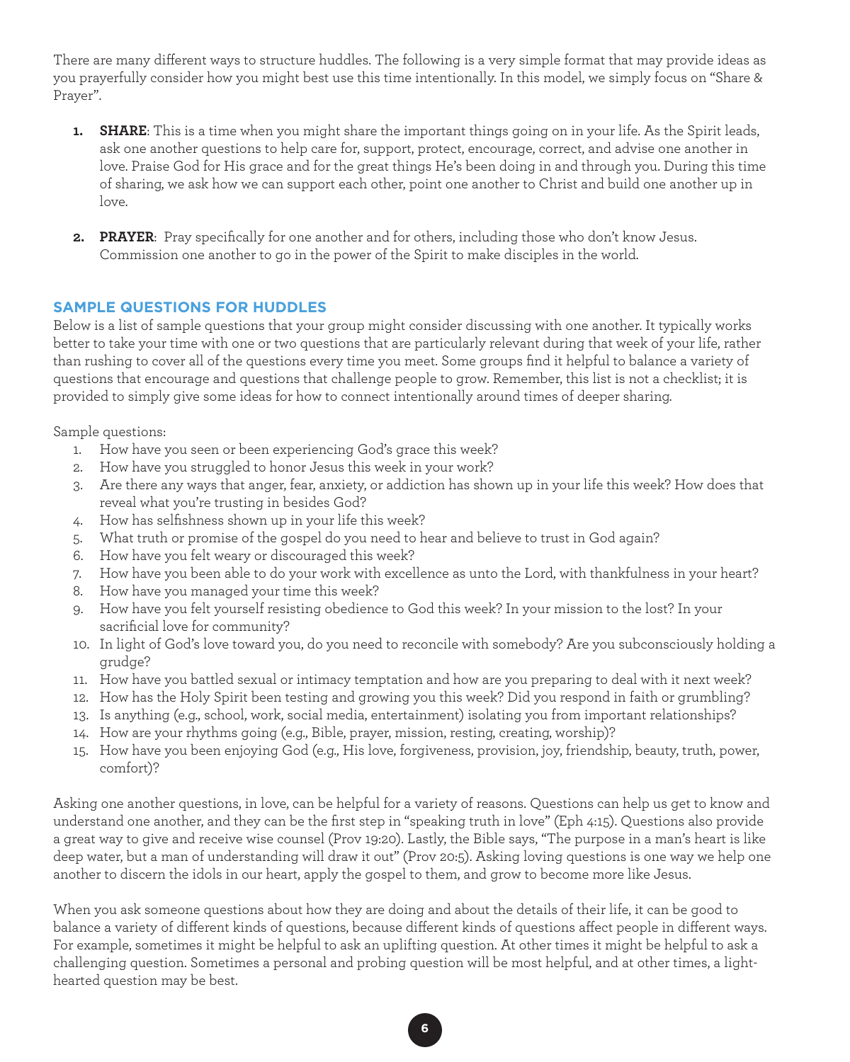There are many different ways to structure huddles. The following is a very simple format that may provide ideas as you prayerfully consider how you might best use this time intentionally. In this model, we simply focus on "Share & Prayer".

1. **SHARE**: This is a time when you might share the important things going on in your life. As the Spirit leads, ask one another questions to help care for, support, protect, encourage, correct, and advise one another in love. Praise God for His grace and for the great things He's been doing in and through you. During this time of sharing, we ask how we can support each other, point one another to Christ and build one another up in love.

2. **PRAYER**: Pray specifically for one another and for others, including those who don't know Jesus. Commission one another to go in the power of the Spirit to make disciples in the world.

## SAMPLE QUESTIONS FOR HUDDLES

Below is a list of sample questions that your group might consider discussing with one another. It typically works better to take your time with one or two questions that are particularly relevant during that week of your life, rather than rushing to cover all of the questions every time you meet. Some groups find it helpful to balance a variety of questions that encourage and questions that challenge people to grow. Remember, this list is not a checklist; it is provided to simply give some ideas for how to connect intentionally around times of deeper sharing.

Sample questions:

1. How have you seen or been experiencing God's grace this week?
2. How have you struggled to honor Jesus this week in your work?
3. Are there any ways that anger, fear, anxiety, or addiction has shown up in your life this week? How does that reveal what you're trusting in besides God?
4. How has selfishness shown up in your life this week?
5. What truth or promise of the gospel do you need to hear and believe to trust in God again?
6. How have you felt weary or discouraged this week?
7. How have you been able to do your work with excellence as unto the Lord, with thankfulness in your heart?
8. How have you managed your time this week?
9. How have you felt yourself resisting obedience to God this week? In your mission to the lost? In your sacrificial love for community?
10. In light of God's love toward you, do you need to reconcile with somebody? Are you subconsciously holding a grudge?
11. How have you battled sexual or intimacy temptation and how are you preparing to deal with it next week?
12. How has the Holy Spirit been testing and growing you this week? Did you respond in faith or grumbling?
13. Is anything (e.g., school, work, social media, entertainment) isolating you from important relationships?
14. How are your rhythms going (e.g., Bible, prayer, mission, resting, creating, worship)?
15. How have you been enjoying God (e.g., His love, forgiveness, provision, joy, friendship, beauty, truth, power, comfort)?

Asking one another questions, in love, can be helpful for a variety of reasons. Questions can help us get to know and understand one another, and they can be the first step in "speaking truth in love" (Eph 4:15). Questions also provide a great way to give and receive wise counsel (Prov 19:20). Lastly, the Bible says, "The purpose in a man's heart is like deep water, but a man of understanding will draw it out" (Prov 20:5). Asking loving questions is one way we help one another to discern the idols in our heart, apply the gospel to them, and grow to become more like Jesus.

When you ask someone questions about how they are doing and about the details of their life, it can be good to balance a variety of different kinds of questions, because different kinds of questions affect people in different ways. For example, sometimes it might be helpful to ask an uplifting question. At other times it might be helpful to ask a challenging question. Sometimes a personal and probing question will be most helpful, and at other times, a light-hearted question may be best.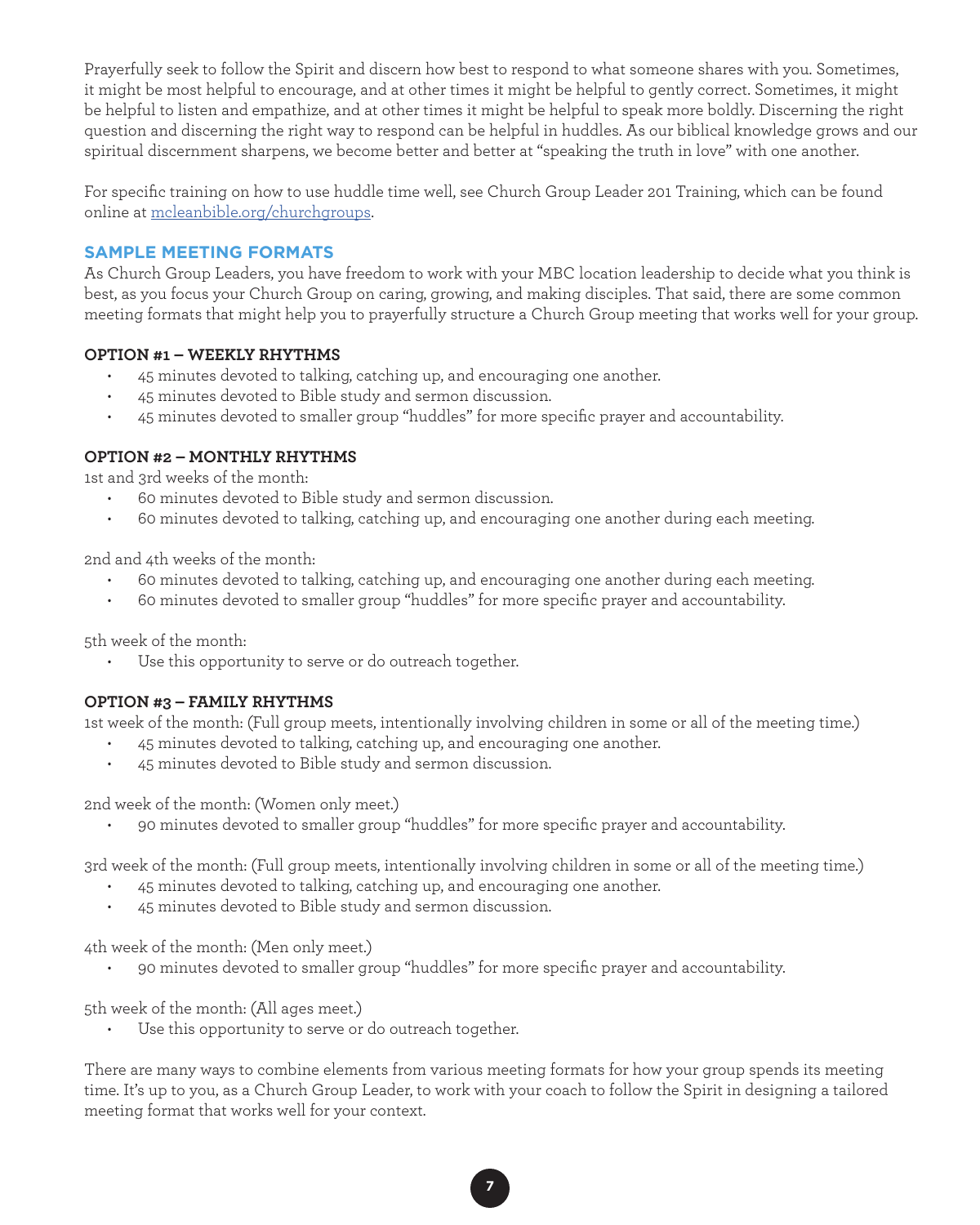Prayerfully seek to follow the Spirit and discern how best to respond to what someone shares with you. Sometimes, it might be most helpful to encourage, and at other times it might be helpful to gently correct. Sometimes, it might be helpful to listen and empathize, and at other times it might be helpful to speak more boldly. Discerning the right question and discerning the right way to respond can be helpful in huddles. As our biblical knowledge grows and our spiritual discernment sharpens, we become better and better at "speaking the truth in love" with one another.

For specific training on how to use huddle time well, see Church Group Leader 201 Training, which can be found online at [mcleanbible.org/churchgroups](mcleanbible.org/churchgroups).

## SAMPLE MEETING FORMATS

As Church Group Leaders, you have freedom to work with your MBC location leadership to decide what you think is best, as you focus your Church Group on caring, growing, and making disciples. That said, there are some common meeting formats that might help you to prayerfully structure a Church Group meeting that works well for your group.

### OPTION #1 – WEEKLY RHYTHMS

- 45 minutes devoted to talking, catching up, and encouraging one another.
- 45 minutes devoted to Bible study and sermon discussion.
- 45 minutes devoted to smaller group "huddles" for more specific prayer and accountability.

### OPTION #2 – MONTHLY RHYTHMS

1st and 3rd weeks of the month:

- 60 minutes devoted to Bible study and sermon discussion.
- 60 minutes devoted to talking, catching up, and encouraging one another during each meeting.

2nd and 4th weeks of the month:

- 60 minutes devoted to talking, catching up, and encouraging one another during each meeting.
- 60 minutes devoted to smaller group "huddles" for more specific prayer and accountability.

5th week of the month:

- Use this opportunity to serve or do outreach together.

### OPTION #3 – FAMILY RHYTHMS

1st week of the month: (Full group meets, intentionally involving children in some or all of the meeting time.)

- 45 minutes devoted to talking, catching up, and encouraging one another.
- 45 minutes devoted to Bible study and sermon discussion.

2nd week of the month: (Women only meet.)

- 90 minutes devoted to smaller group "huddles" for more specific prayer and accountability.

3rd week of the month: (Full group meets, intentionally involving children in some or all of the meeting time.)

- 45 minutes devoted to talking, catching up, and encouraging one another.
- 45 minutes devoted to Bible study and sermon discussion.

4th week of the month: (Men only meet.)

- 90 minutes devoted to smaller group "huddles" for more specific prayer and accountability.

5th week of the month: (All ages meet.)

- Use this opportunity to serve or do outreach together.

There are many ways to combine elements from various meeting formats for how your group spends its meeting time. It's up to you, as a Church Group Leader, to work with your coach to follow the Spirit in designing a tailored meeting format that works well for your context.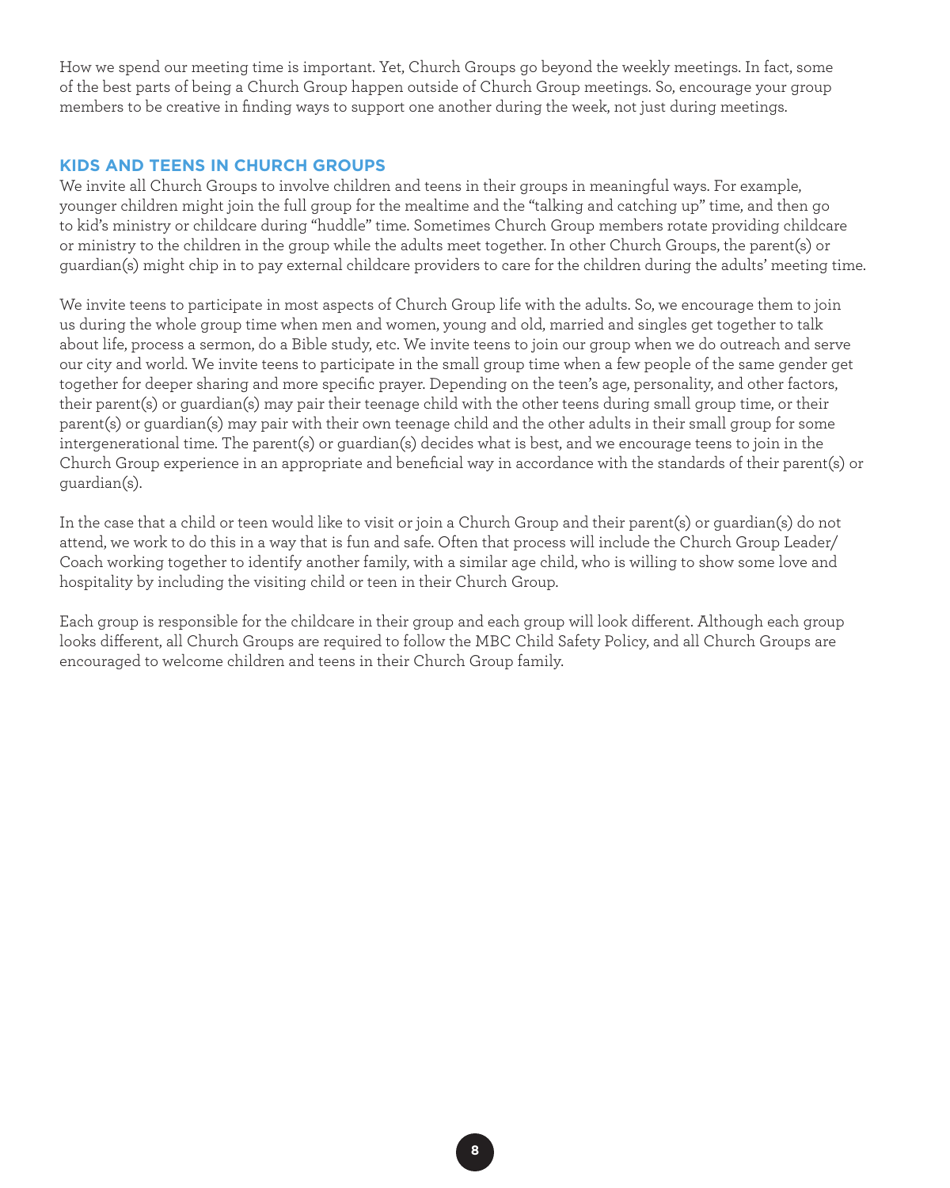How we spend our meeting time is important. Yet, Church Groups go beyond the weekly meetings. In fact, some of the best parts of being a Church Group happen outside of Church Group meetings. So, encourage your group members to be creative in finding ways to support one another during the week, not just during meetings.

## KIDS AND TEENS IN CHURCH GROUPS

We invite all Church Groups to involve children and teens in their groups in meaningful ways. For example, younger children might join the full group for the mealtime and the "talking and catching up" time, and then go to kid's ministry or childcare during "huddle" time. Sometimes Church Group members rotate providing childcare or ministry to the children in the group while the adults meet together. In other Church Groups, the parent(s) or guardian(s) might chip in to pay external childcare providers to care for the children during the adults' meeting time.

We invite teens to participate in most aspects of Church Group life with the adults. So, we encourage them to join us during the whole group time when men and women, young and old, married and singles get together to talk about life, process a sermon, do a Bible study, etc. We invite teens to join our group when we do outreach and serve our city and world. We invite teens to participate in the small group time when a few people of the same gender get together for deeper sharing and more specific prayer. Depending on the teen's age, personality, and other factors, their parent(s) or guardian(s) may pair their teenage child with the other teens during small group time, or their parent(s) or guardian(s) may pair with their own teenage child and the other adults in their small group for some intergenerational time. The parent(s) or guardian(s) decides what is best, and we encourage teens to join in the Church Group experience in an appropriate and beneficial way in accordance with the standards of their parent(s) or guardian(s).

In the case that a child or teen would like to visit or join a Church Group and their parent(s) or guardian(s) do not attend, we work to do this in a way that is fun and safe. Often that process will include the Church Group Leader/Coach working together to identify another family, with a similar age child, who is willing to show some love and hospitality by including the visiting child or teen in their Church Group.

Each group is responsible for the childcare in their group and each group will look different. Although each group looks different, all Church Groups are required to follow the MBC Child Safety Policy, and all Church Groups are encouraged to welcome children and teens in their Church Group family.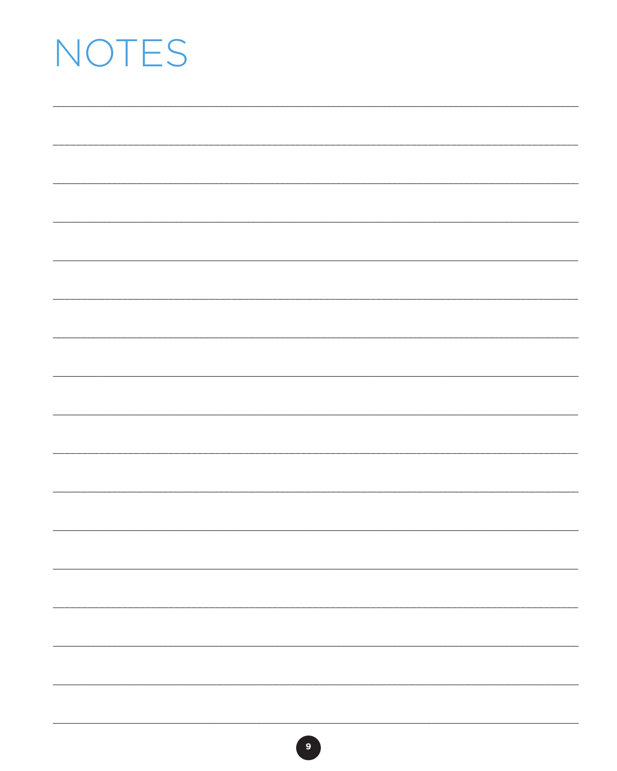# NOTES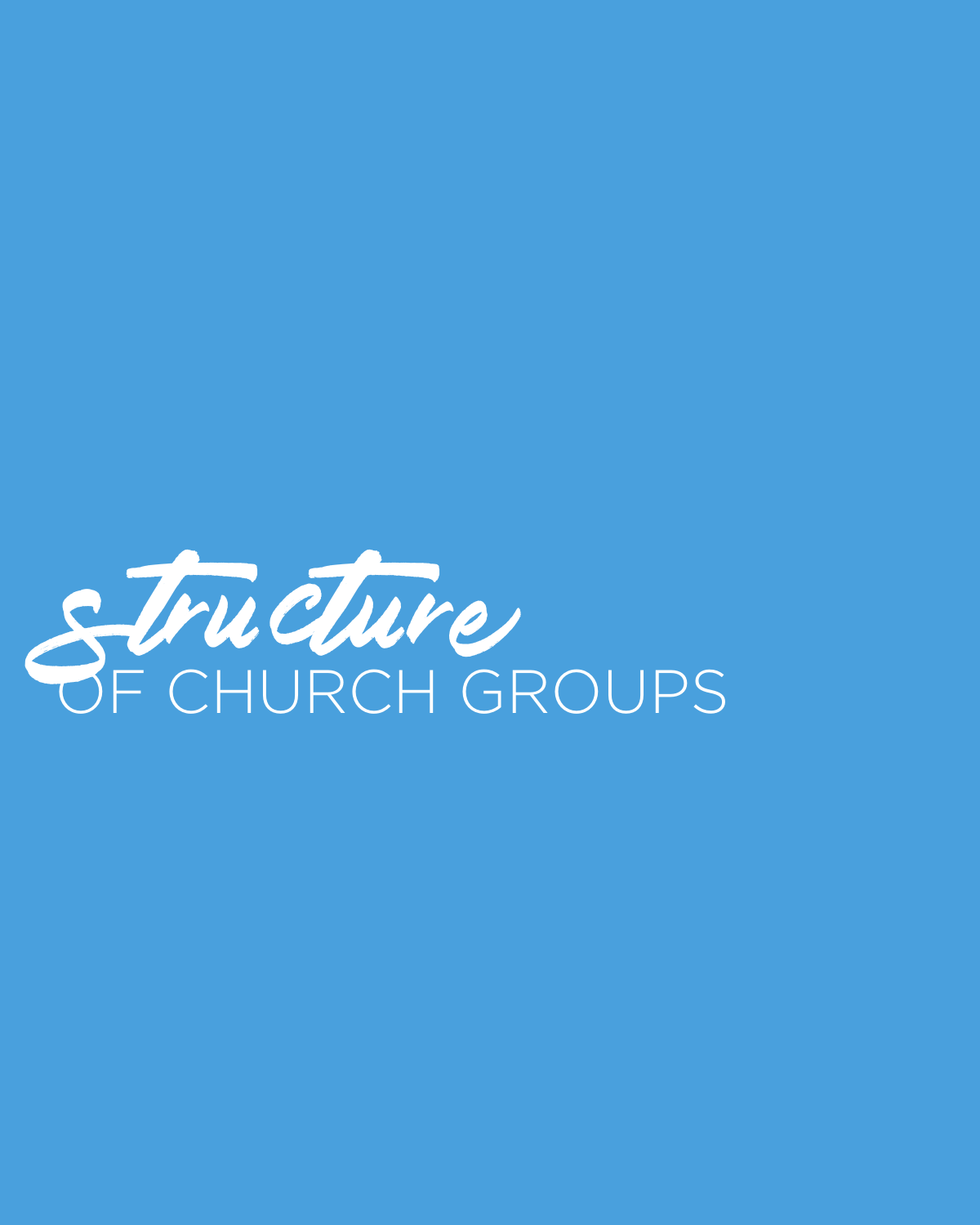# *structure* OF CHURCH GROUPS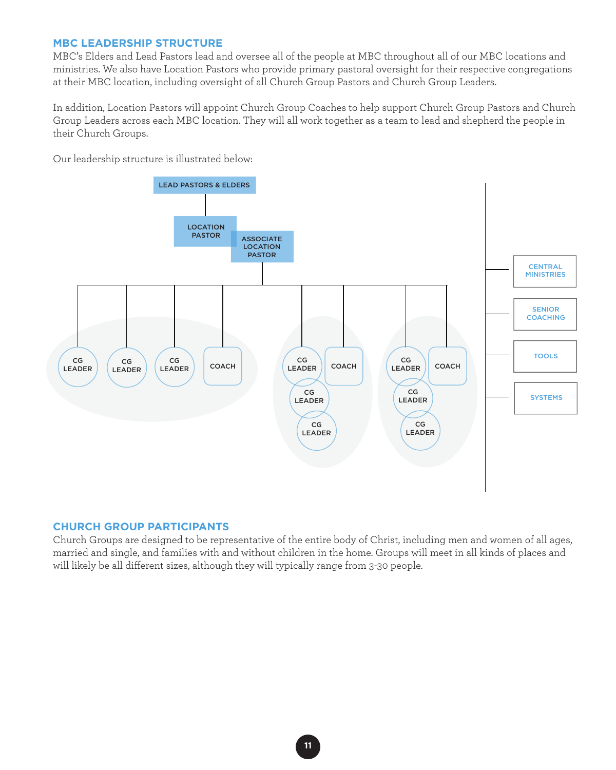## MBC LEADERSHIP STRUCTURE

MBC's Elders and Lead Pastors lead and oversee all of the people at MBC throughout all of our MBC locations and ministries. We also have Location Pastors who provide primary pastoral oversight for their respective congregations at their MBC location, including oversight of all Church Group Pastors and Church Group Leaders.

In addition, Location Pastors will appoint Church Group Coaches to help support Church Group Pastors and Church Group Leaders across each MBC location. They will all work together as a team to lead and shepherd the people in their Church Groups.

Our leadership structure is illustrated below:

- LEAD PASTORS & ELDERS
  - LOCATION PASTOR / ASSOCIATE LOCATION PASTOR
    - CG LEADER, CG LEADER, CG LEADER, COACH
    - CG LEADER, CG LEADER, CG LEADER, COACH
    - CG LEADER, CG LEADER, CG LEADER, COACH

- CENTRAL MINISTRIES
- SENIOR COACHING
- TOOLS
- SYSTEMS

## CHURCH GROUP PARTICIPANTS

Church Groups are designed to be representative of the entire body of Christ, including men and women of all ages, married and single, and families with and without children in the home. Groups will meet in all kinds of places and will likely be all different sizes, although they will typically range from 3-30 people.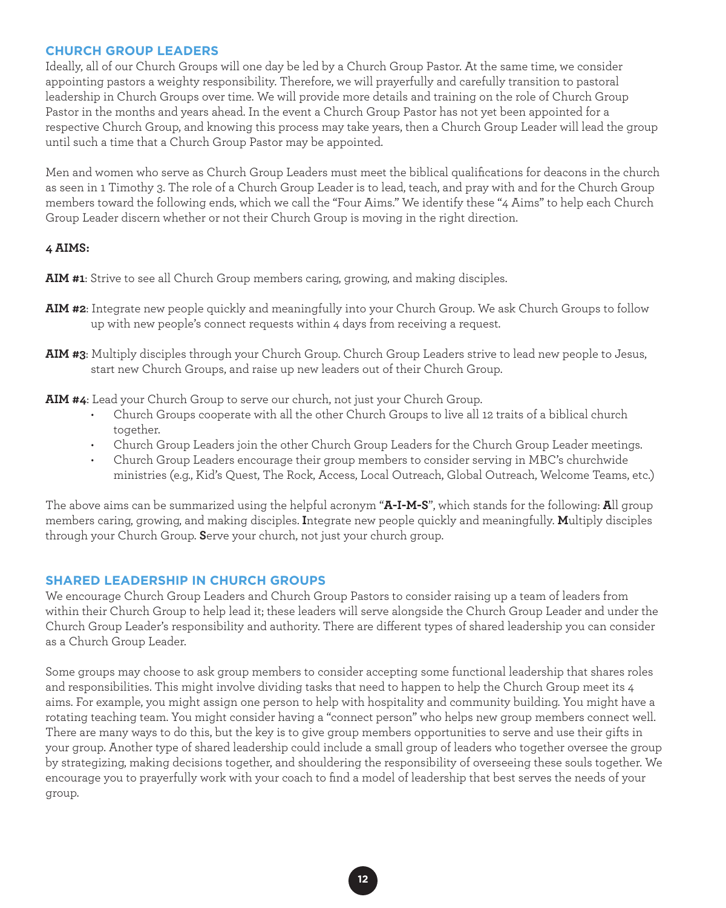## CHURCH GROUP LEADERS

Ideally, all of our Church Groups will one day be led by a Church Group Pastor. At the same time, we consider appointing pastors a weighty responsibility. Therefore, we will prayerfully and carefully transition to pastoral leadership in Church Groups over time. We will provide more details and training on the role of Church Group Pastor in the months and years ahead. In the event a Church Group Pastor has not yet been appointed for a respective Church Group, and knowing this process may take years, then a Church Group Leader will lead the group until such a time that a Church Group Pastor may be appointed.

Men and women who serve as Church Group Leaders must meet the biblical qualifications for deacons in the church as seen in 1 Timothy 3. The role of a Church Group Leader is to lead, teach, and pray with and for the Church Group members toward the following ends, which we call the "Four Aims." We identify these "4 Aims" to help each Church Group Leader discern whether or not their Church Group is moving in the right direction.

**4 AIMS:**

**AIM #1**: Strive to see all Church Group members caring, growing, and making disciples.

**AIM #2**: Integrate new people quickly and meaningfully into your Church Group. We ask Church Groups to follow up with new people's connect requests within 4 days from receiving a request.

**AIM #3**: Multiply disciples through your Church Group. Church Group Leaders strive to lead new people to Jesus, start new Church Groups, and raise up new leaders out of their Church Group.

**AIM #4**: Lead your Church Group to serve our church, not just your Church Group.

- Church Groups cooperate with all the other Church Groups to live all 12 traits of a biblical church together.
- Church Group Leaders join the other Church Group Leaders for the Church Group Leader meetings.
- Church Group Leaders encourage their group members to consider serving in MBC's churchwide ministries (e.g., Kid's Quest, The Rock, Access, Local Outreach, Global Outreach, Welcome Teams, etc.)

The above aims can be summarized using the helpful acronym "**A-I-M-S**", which stands for the following: **A**ll group members caring, growing, and making disciples. **I**ntegrate new people quickly and meaningfully. **M**ultiply disciples through your Church Group. **S**erve your church, not just your church group.

## SHARED LEADERSHIP IN CHURCH GROUPS

We encourage Church Group Leaders and Church Group Pastors to consider raising up a team of leaders from within their Church Group to help lead it; these leaders will serve alongside the Church Group Leader and under the Church Group Leader's responsibility and authority. There are different types of shared leadership you can consider as a Church Group Leader.

Some groups may choose to ask group members to consider accepting some functional leadership that shares roles and responsibilities. This might involve dividing tasks that need to happen to help the Church Group meet its 4 aims. For example, you might assign one person to help with hospitality and community building. You might have a rotating teaching team. You might consider having a "connect person" who helps new group members connect well. There are many ways to do this, but the key is to give group members opportunities to serve and use their gifts in your group. Another type of shared leadership could include a small group of leaders who together oversee the group by strategizing, making decisions together, and shouldering the responsibility of overseeing these souls together. We encourage you to prayerfully work with your coach to find a model of leadership that best serves the needs of your group.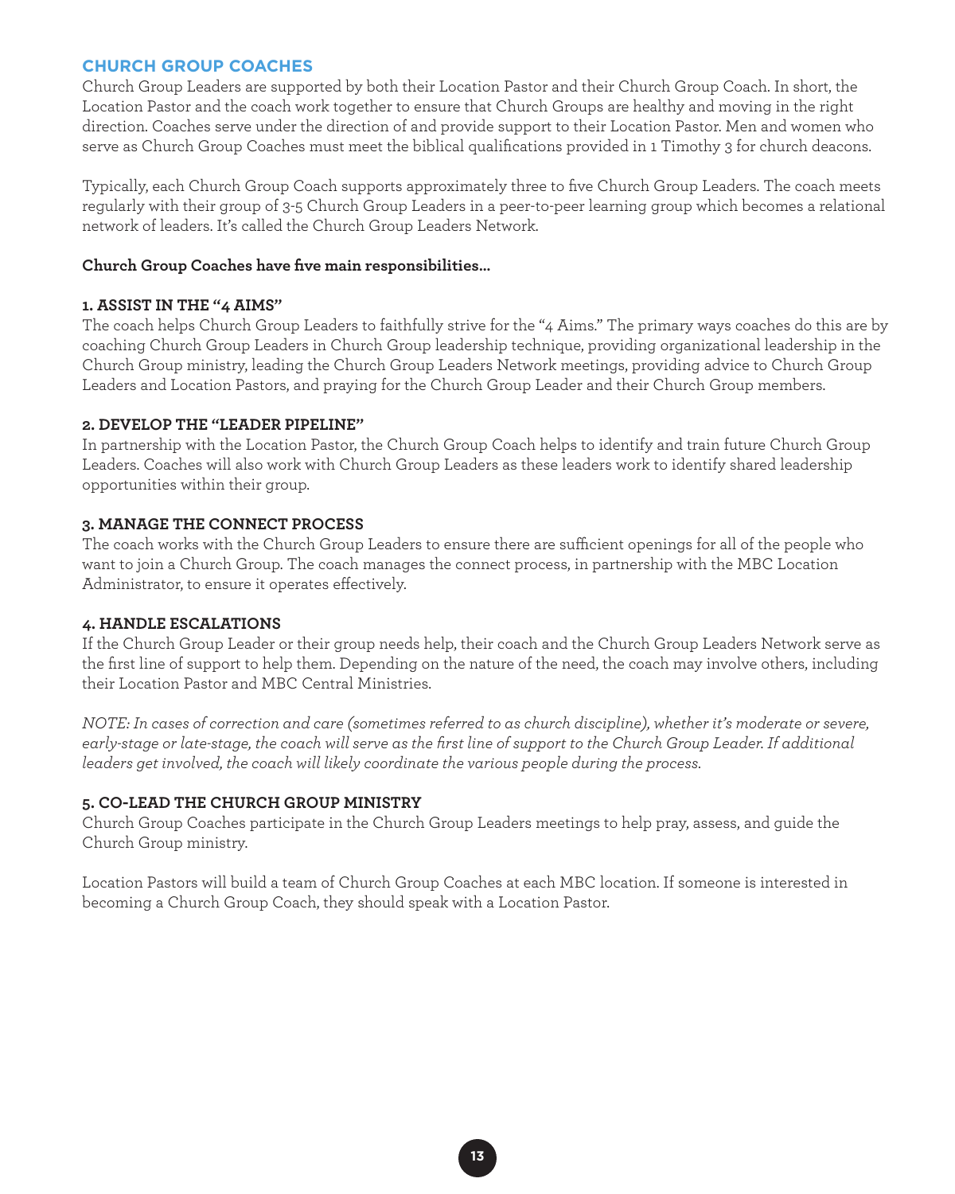## CHURCH GROUP COACHES

Church Group Leaders are supported by both their Location Pastor and their Church Group Coach. In short, the Location Pastor and the coach work together to ensure that Church Groups are healthy and moving in the right direction. Coaches serve under the direction of and provide support to their Location Pastor. Men and women who serve as Church Group Coaches must meet the biblical qualifications provided in 1 Timothy 3 for church deacons.

Typically, each Church Group Coach supports approximately three to five Church Group Leaders. The coach meets regularly with their group of 3-5 Church Group Leaders in a peer-to-peer learning group which becomes a relational network of leaders. It's called the Church Group Leaders Network.

**Church Group Coaches have five main responsibilities...**

### 1. ASSIST IN THE "4 AIMS"

The coach helps Church Group Leaders to faithfully strive for the "4 Aims." The primary ways coaches do this are by coaching Church Group Leaders in Church Group leadership technique, providing organizational leadership in the Church Group ministry, leading the Church Group Leaders Network meetings, providing advice to Church Group Leaders and Location Pastors, and praying for the Church Group Leader and their Church Group members.

### 2. DEVELOP THE "LEADER PIPELINE"

In partnership with the Location Pastor, the Church Group Coach helps to identify and train future Church Group Leaders. Coaches will also work with Church Group Leaders as these leaders work to identify shared leadership opportunities within their group.

### 3. MANAGE THE CONNECT PROCESS

The coach works with the Church Group Leaders to ensure there are sufficient openings for all of the people who want to join a Church Group. The coach manages the connect process, in partnership with the MBC Location Administrator, to ensure it operates effectively.

### 4. HANDLE ESCALATIONS

If the Church Group Leader or their group needs help, their coach and the Church Group Leaders Network serve as the first line of support to help them. Depending on the nature of the need, the coach may involve others, including their Location Pastor and MBC Central Ministries.

*NOTE: In cases of correction and care (sometimes referred to as church discipline), whether it's moderate or severe, early-stage or late-stage, the coach will serve as the first line of support to the Church Group Leader. If additional leaders get involved, the coach will likely coordinate the various people during the process.*

### 5. CO-LEAD THE CHURCH GROUP MINISTRY

Church Group Coaches participate in the Church Group Leaders meetings to help pray, assess, and guide the Church Group ministry.

Location Pastors will build a team of Church Group Coaches at each MBC location. If someone is interested in becoming a Church Group Coach, they should speak with a Location Pastor.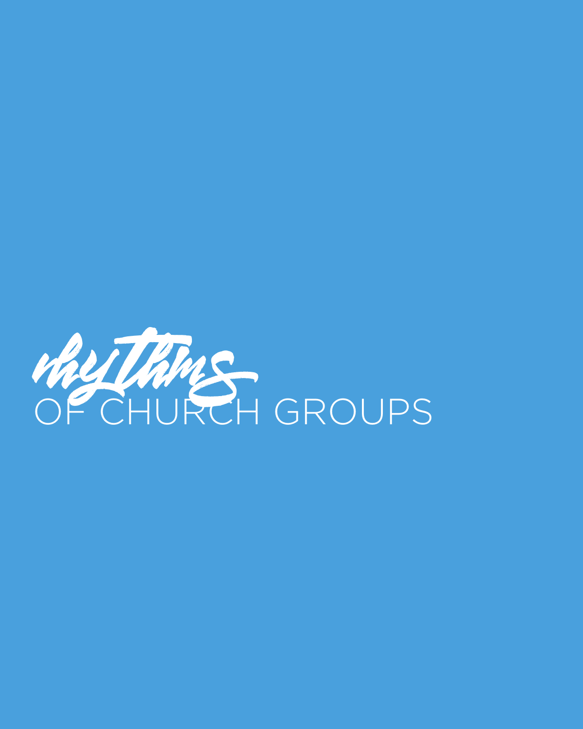# *rhythms* OF CHURCH GROUPS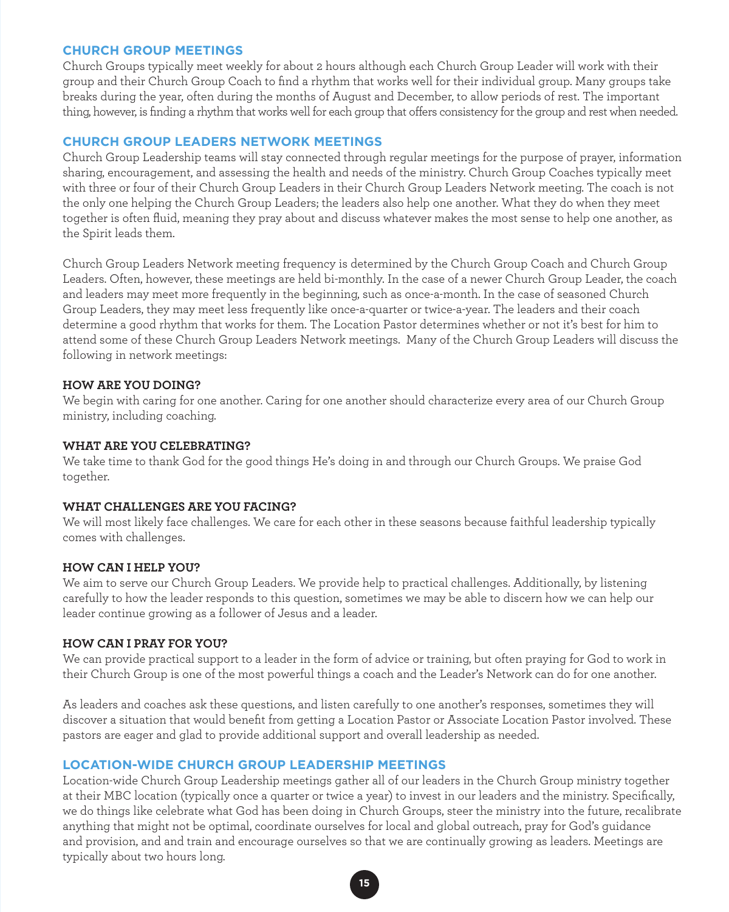## CHURCH GROUP MEETINGS

Church Groups typically meet weekly for about 2 hours although each Church Group Leader will work with their group and their Church Group Coach to find a rhythm that works well for their individual group. Many groups take breaks during the year, often during the months of August and December, to allow periods of rest. The important thing, however, is finding a rhythm that works well for each group that offers consistency for the group and rest when needed.

## CHURCH GROUP LEADERS NETWORK MEETINGS

Church Group Leadership teams will stay connected through regular meetings for the purpose of prayer, information sharing, encouragement, and assessing the health and needs of the ministry. Church Group Coaches typically meet with three or four of their Church Group Leaders in their Church Group Leaders Network meeting. The coach is not the only one helping the Church Group Leaders; the leaders also help one another. What they do when they meet together is often fluid, meaning they pray about and discuss whatever makes the most sense to help one another, as the Spirit leads them.

Church Group Leaders Network meeting frequency is determined by the Church Group Coach and Church Group Leaders. Often, however, these meetings are held bi-monthly. In the case of a newer Church Group Leader, the coach and leaders may meet more frequently in the beginning, such as once-a-month. In the case of seasoned Church Group Leaders, they may meet less frequently like once-a-quarter or twice-a-year. The leaders and their coach determine a good rhythm that works for them. The Location Pastor determines whether or not it's best for him to attend some of these Church Group Leaders Network meetings. Many of the Church Group Leaders will discuss the following in network meetings:

### HOW ARE YOU DOING?

We begin with caring for one another. Caring for one another should characterize every area of our Church Group ministry, including coaching.

### WHAT ARE YOU CELEBRATING?

We take time to thank God for the good things He's doing in and through our Church Groups. We praise God together.

### WHAT CHALLENGES ARE YOU FACING?

We will most likely face challenges. We care for each other in these seasons because faithful leadership typically comes with challenges.

### HOW CAN I HELP YOU?

We aim to serve our Church Group Leaders. We provide help to practical challenges. Additionally, by listening carefully to how the leader responds to this question, sometimes we may be able to discern how we can help our leader continue growing as a follower of Jesus and a leader.

### HOW CAN I PRAY FOR YOU?

We can provide practical support to a leader in the form of advice or training, but often praying for God to work in their Church Group is one of the most powerful things a coach and the Leader's Network can do for one another.

As leaders and coaches ask these questions, and listen carefully to one another's responses, sometimes they will discover a situation that would benefit from getting a Location Pastor or Associate Location Pastor involved. These pastors are eager and glad to provide additional support and overall leadership as needed.

## LOCATION-WIDE CHURCH GROUP LEADERSHIP MEETINGS

Location-wide Church Group Leadership meetings gather all of our leaders in the Church Group ministry together at their MBC location (typically once a quarter or twice a year) to invest in our leaders and the ministry. Specifically, we do things like celebrate what God has been doing in Church Groups, steer the ministry into the future, recalibrate anything that might not be optimal, coordinate ourselves for local and global outreach, pray for God's guidance and provision, and and train and encourage ourselves so that we are continually growing as leaders. Meetings are typically about two hours long.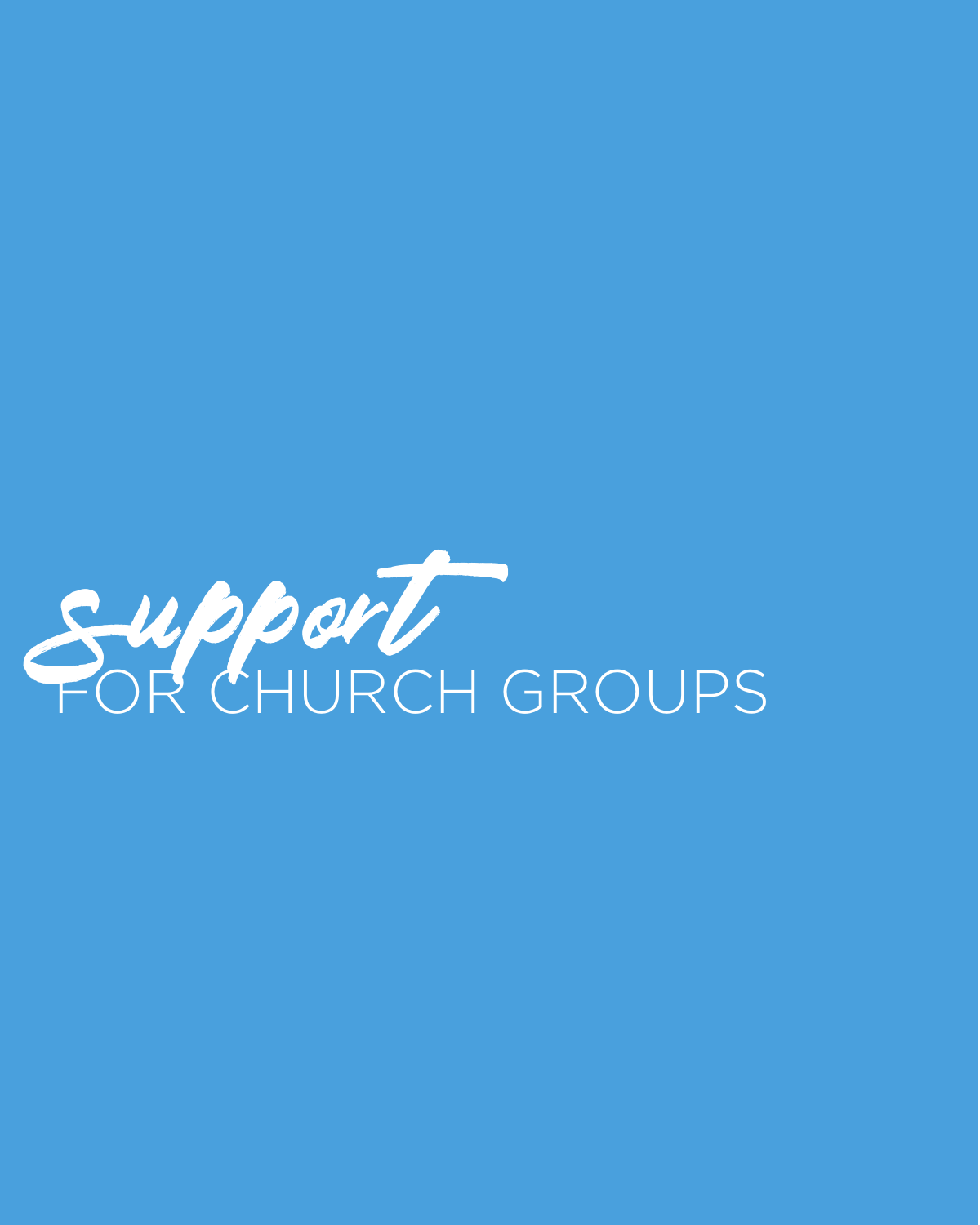# *Support* FOR CHURCH GROUPS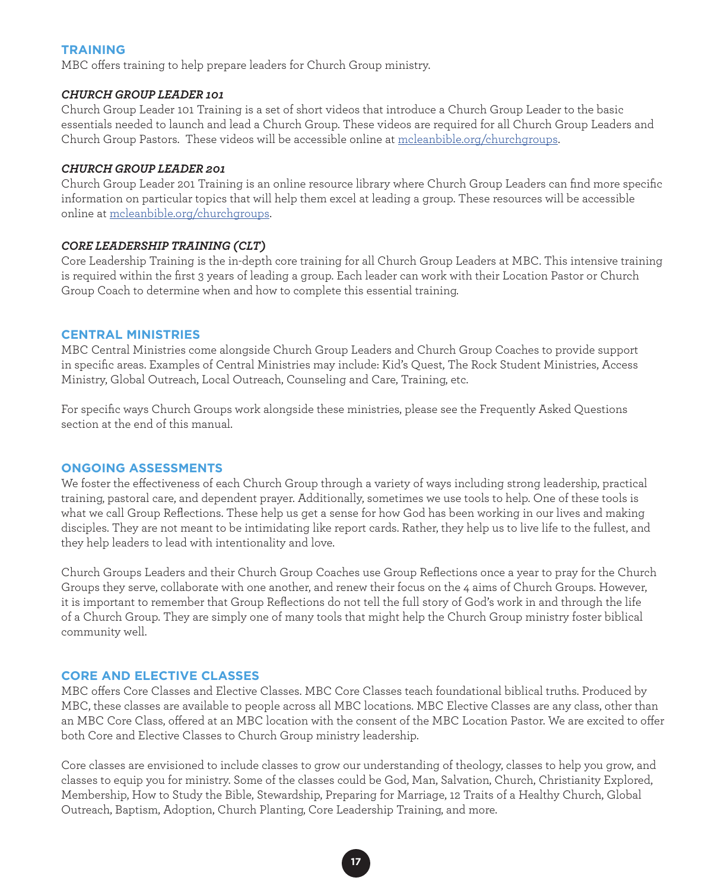## TRAINING

MBC offers training to help prepare leaders for Church Group ministry.

### *CHURCH GROUP LEADER 101*

Church Group Leader 101 Training is a set of short videos that introduce a Church Group Leader to the basic essentials needed to launch and lead a Church Group. These videos are required for all Church Group Leaders and Church Group Pastors. These videos will be accessible online at [mcleanbible.org/churchgroups](mcleanbible.org/churchgroups).

### *CHURCH GROUP LEADER 201*

Church Group Leader 201 Training is an online resource library where Church Group Leaders can find more specific information on particular topics that will help them excel at leading a group. These resources will be accessible online at [mcleanbible.org/churchgroups](mcleanbible.org/churchgroups).

### *CORE LEADERSHIP TRAINING (CLT)*

Core Leadership Training is the in-depth core training for all Church Group Leaders at MBC. This intensive training is required within the first 3 years of leading a group. Each leader can work with their Location Pastor or Church Group Coach to determine when and how to complete this essential training.

## CENTRAL MINISTRIES

MBC Central Ministries come alongside Church Group Leaders and Church Group Coaches to provide support in specific areas. Examples of Central Ministries may include: Kid's Quest, The Rock Student Ministries, Access Ministry, Global Outreach, Local Outreach, Counseling and Care, Training, etc.

For specific ways Church Groups work alongside these ministries, please see the Frequently Asked Questions section at the end of this manual.

## ONGOING ASSESSMENTS

We foster the effectiveness of each Church Group through a variety of ways including strong leadership, practical training, pastoral care, and dependent prayer. Additionally, sometimes we use tools to help. One of these tools is what we call Group Reflections. These help us get a sense for how God has been working in our lives and making disciples. They are not meant to be intimidating like report cards. Rather, they help us to live life to the fullest, and they help leaders to lead with intentionality and love.

Church Groups Leaders and their Church Group Coaches use Group Reflections once a year to pray for the Church Groups they serve, collaborate with one another, and renew their focus on the 4 aims of Church Groups. However, it is important to remember that Group Reflections do not tell the full story of God's work in and through the life of a Church Group. They are simply one of many tools that might help the Church Group ministry foster biblical community well.

## CORE AND ELECTIVE CLASSES

MBC offers Core Classes and Elective Classes. MBC Core Classes teach foundational biblical truths. Produced by MBC, these classes are available to people across all MBC locations. MBC Elective Classes are any class, other than an MBC Core Class, offered at an MBC location with the consent of the MBC Location Pastor. We are excited to offer both Core and Elective Classes to Church Group ministry leadership.

Core classes are envisioned to include classes to grow our understanding of theology, classes to help you grow, and classes to equip you for ministry. Some of the classes could be God, Man, Salvation, Church, Christianity Explored, Membership, How to Study the Bible, Stewardship, Preparing for Marriage, 12 Traits of a Healthy Church, Global Outreach, Baptism, Adoption, Church Planting, Core Leadership Training, and more.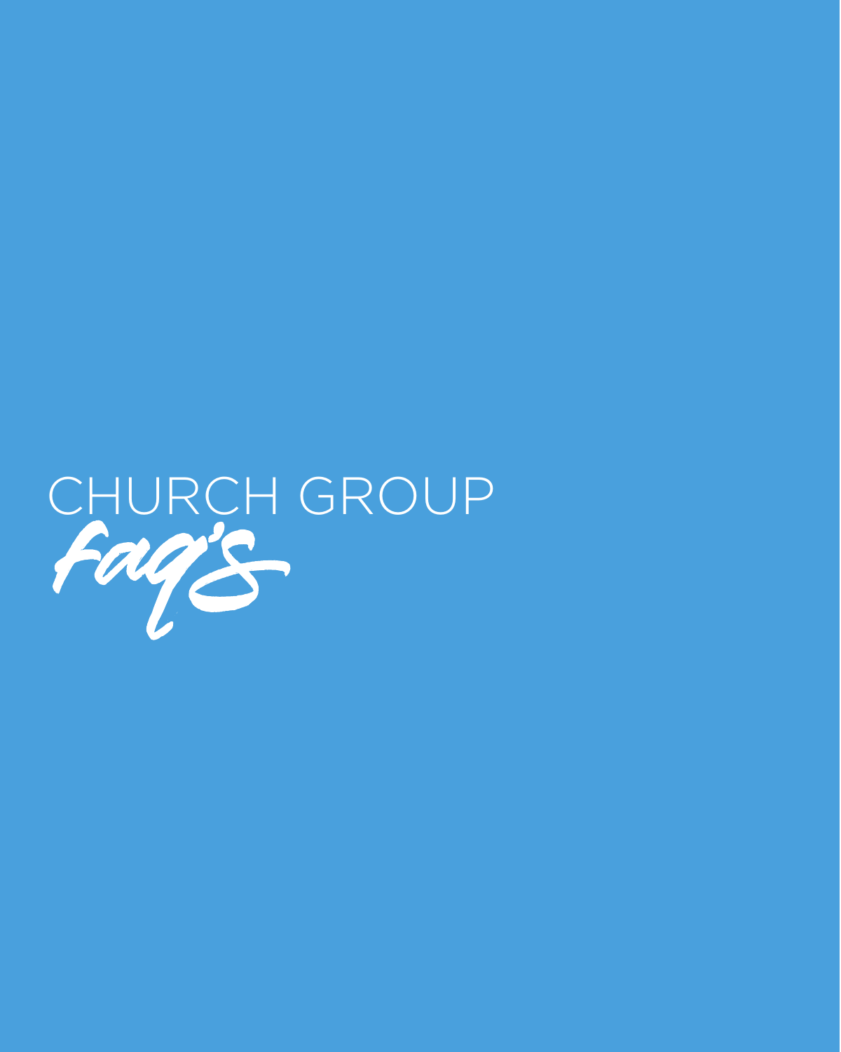# CHURCH GROUP *faq's*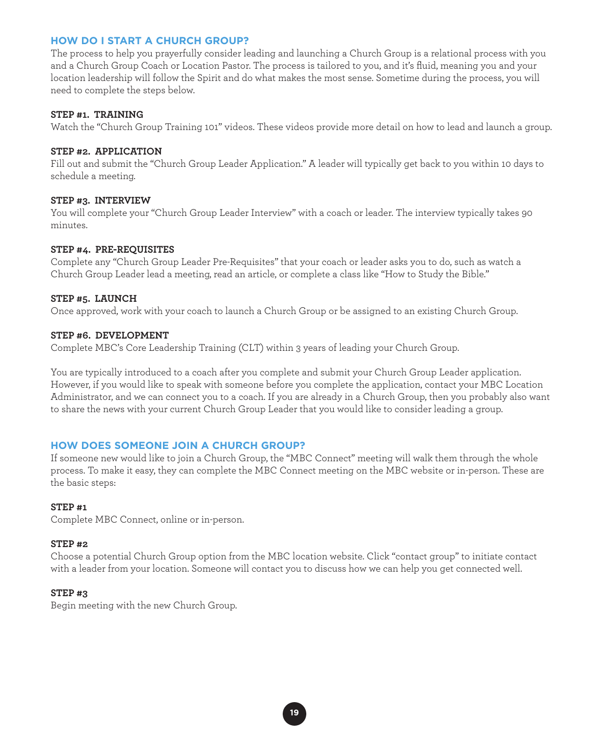## HOW DO I START A CHURCH GROUP?

The process to help you prayerfully consider leading and launching a Church Group is a relational process with you and a Church Group Coach or Location Pastor. The process is tailored to you, and it's fluid, meaning you and your location leadership will follow the Spirit and do what makes the most sense. Sometime during the process, you will need to complete the steps below.

**STEP #1. TRAINING**
Watch the "Church Group Training 101" videos. These videos provide more detail on how to lead and launch a group.

**STEP #2. APPLICATION**
Fill out and submit the "Church Group Leader Application." A leader will typically get back to you within 10 days to schedule a meeting.

**STEP #3. INTERVIEW**
You will complete your "Church Group Leader Interview" with a coach or leader. The interview typically takes 90 minutes.

**STEP #4. PRE-REQUISITES**
Complete any "Church Group Leader Pre-Requisites" that your coach or leader asks you to do, such as watch a Church Group Leader lead a meeting, read an article, or complete a class like "How to Study the Bible."

**STEP #5. LAUNCH**
Once approved, work with your coach to launch a Church Group or be assigned to an existing Church Group.

**STEP #6. DEVELOPMENT**
Complete MBC's Core Leadership Training (CLT) within 3 years of leading your Church Group.

You are typically introduced to a coach after you complete and submit your Church Group Leader application. However, if you would like to speak with someone before you complete the application, contact your MBC Location Administrator, and we can connect you to a coach. If you are already in a Church Group, then you probably also want to share the news with your current Church Group Leader that you would like to consider leading a group.

## HOW DOES SOMEONE JOIN A CHURCH GROUP?

If someone new would like to join a Church Group, the "MBC Connect" meeting will walk them through the whole process. To make it easy, they can complete the MBC Connect meeting on the MBC website or in-person. These are the basic steps:

**STEP #1**
Complete MBC Connect, online or in-person.

**STEP #2**
Choose a potential Church Group option from the MBC location website. Click "contact group" to initiate contact with a leader from your location. Someone will contact you to discuss how we can help you get connected well.

**STEP #3**
Begin meeting with the new Church Group.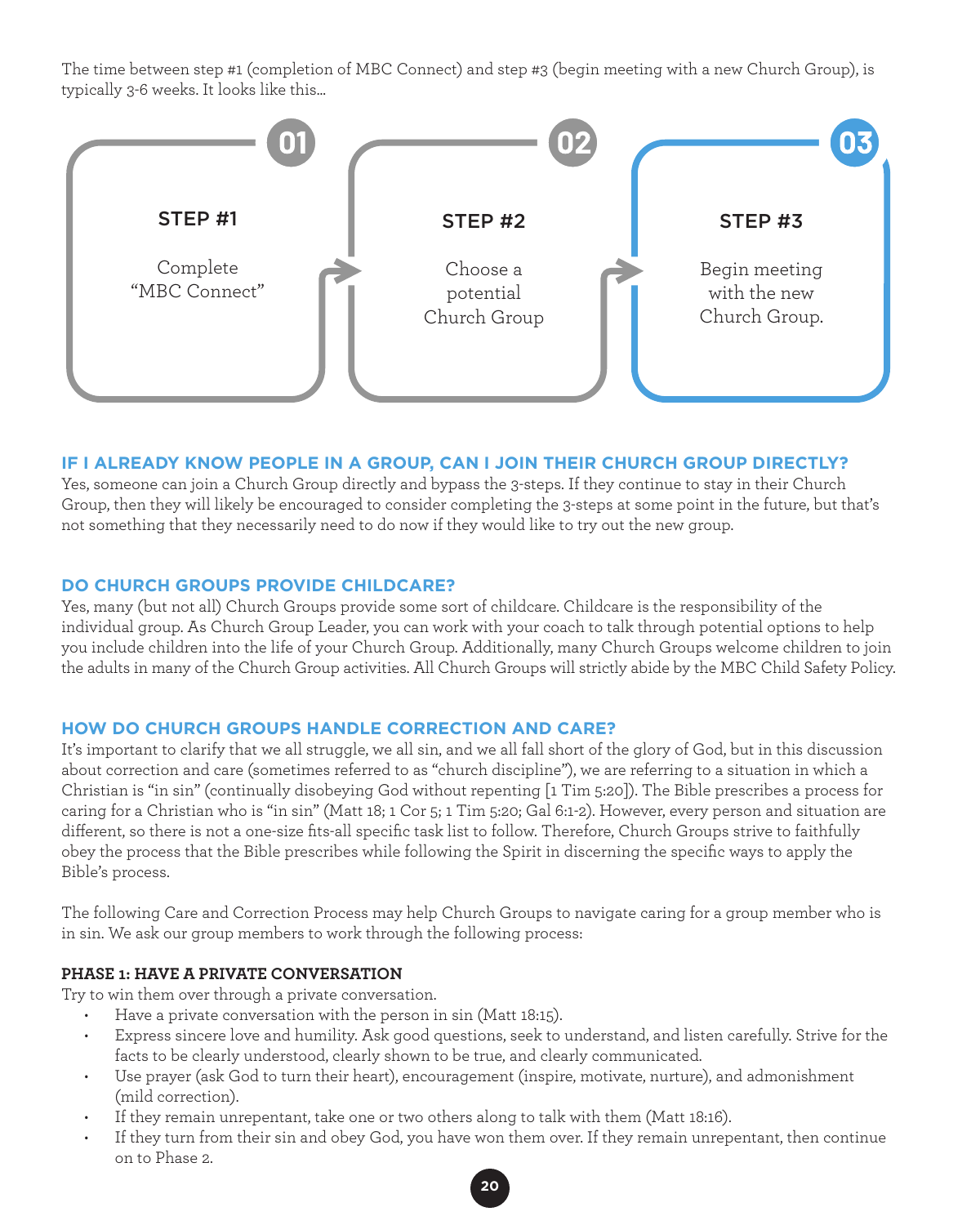The time between step #1 (completion of MBC Connect) and step #3 (begin meeting with a new Church Group), is typically 3-6 weeks. It looks like this...

**01 — STEP #1**
Complete "MBC Connect"

**02 — STEP #2**
Choose a potential Church Group

**03 — STEP #3**
Begin meeting with the new Church Group.

## IF I ALREADY KNOW PEOPLE IN A GROUP, CAN I JOIN THEIR CHURCH GROUP DIRECTLY?

Yes, someone can join a Church Group directly and bypass the 3-steps. If they continue to stay in their Church Group, then they will likely be encouraged to consider completing the 3-steps at some point in the future, but that's not something that they necessarily need to do now if they would like to try out the new group.

## DO CHURCH GROUPS PROVIDE CHILDCARE?

Yes, many (but not all) Church Groups provide some sort of childcare. Childcare is the responsibility of the individual group. As Church Group Leader, you can work with your coach to talk through potential options to help you include children into the life of your Church Group. Additionally, many Church Groups welcome children to join the adults in many of the Church Group activities. All Church Groups will strictly abide by the MBC Child Safety Policy.

## HOW DO CHURCH GROUPS HANDLE CORRECTION AND CARE?

It's important to clarify that we all struggle, we all sin, and we all fall short of the glory of God, but in this discussion about correction and care (sometimes referred to as "church discipline"), we are referring to a situation in which a Christian is "in sin" (continually disobeying God without repenting [1 Tim 5:20]). The Bible prescribes a process for caring for a Christian who is "in sin" (Matt 18; 1 Cor 5; 1 Tim 5:20; Gal 6:1-2). However, every person and situation are different, so there is not a one-size fits-all specific task list to follow. Therefore, Church Groups strive to faithfully obey the process that the Bible prescribes while following the Spirit in discerning the specific ways to apply the Bible's process.

The following Care and Correction Process may help Church Groups to navigate caring for a group member who is in sin. We ask our group members to work through the following process:

### PHASE 1: HAVE A PRIVATE CONVERSATION

Try to win them over through a private conversation.

- Have a private conversation with the person in sin (Matt 18:15).
- Express sincere love and humility. Ask good questions, seek to understand, and listen carefully. Strive for the facts to be clearly understood, clearly shown to be true, and clearly communicated.
- Use prayer (ask God to turn their heart), encouragement (inspire, motivate, nurture), and admonishment (mild correction).
- If they remain unrepentant, take one or two others along to talk with them (Matt 18:16).
- If they turn from their sin and obey God, you have won them over. If they remain unrepentant, then continue on to Phase 2.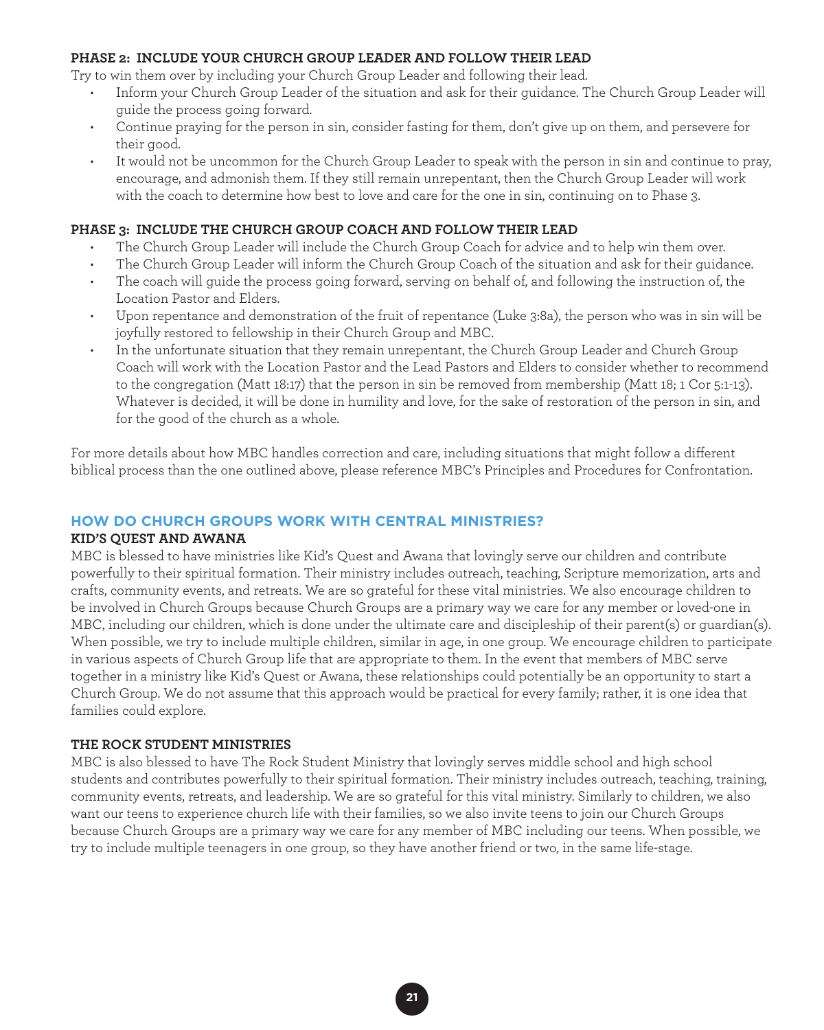### PHASE 2: INCLUDE YOUR CHURCH GROUP LEADER AND FOLLOW THEIR LEAD

Try to win them over by including your Church Group Leader and following their lead.

- Inform your Church Group Leader of the situation and ask for their guidance. The Church Group Leader will guide the process going forward.
- Continue praying for the person in sin, consider fasting for them, don't give up on them, and persevere for their good.
- It would not be uncommon for the Church Group Leader to speak with the person in sin and continue to pray, encourage, and admonish them. If they still remain unrepentant, then the Church Group Leader will work with the coach to determine how best to love and care for the one in sin, continuing on to Phase 3.

### PHASE 3: INCLUDE THE CHURCH GROUP COACH AND FOLLOW THEIR LEAD

- The Church Group Leader will include the Church Group Coach for advice and to help win them over.
- The Church Group Leader will inform the Church Group Coach of the situation and ask for their guidance.
- The coach will guide the process going forward, serving on behalf of, and following the instruction of, the Location Pastor and Elders.
- Upon repentance and demonstration of the fruit of repentance (Luke 3:8a), the person who was in sin will be joyfully restored to fellowship in their Church Group and MBC.
- In the unfortunate situation that they remain unrepentant, the Church Group Leader and Church Group Coach will work with the Location Pastor and the Lead Pastors and Elders to consider whether to recommend to the congregation (Matt 18:17) that the person in sin be removed from membership (Matt 18; 1 Cor 5:1-13). Whatever is decided, it will be done in humility and love, for the sake of restoration of the person in sin, and for the good of the church as a whole.

For more details about how MBC handles correction and care, including situations that might follow a different biblical process than the one outlined above, please reference MBC's Principles and Procedures for Confrontation.

## HOW DO CHURCH GROUPS WORK WITH CENTRAL MINISTRIES?

### KID'S QUEST AND AWANA

MBC is blessed to have ministries like Kid's Quest and Awana that lovingly serve our children and contribute powerfully to their spiritual formation. Their ministry includes outreach, teaching, Scripture memorization, arts and crafts, community events, and retreats. We are so grateful for these vital ministries. We also encourage children to be involved in Church Groups because Church Groups are a primary way we care for any member or loved-one in MBC, including our children, which is done under the ultimate care and discipleship of their parent(s) or guardian(s). When possible, we try to include multiple children, similar in age, in one group. We encourage children to participate in various aspects of Church Group life that are appropriate to them. In the event that members of MBC serve together in a ministry like Kid's Quest or Awana, these relationships could potentially be an opportunity to start a Church Group. We do not assume that this approach would be practical for every family; rather, it is one idea that families could explore.

### THE ROCK STUDENT MINISTRIES

MBC is also blessed to have The Rock Student Ministry that lovingly serves middle school and high school students and contributes powerfully to their spiritual formation. Their ministry includes outreach, teaching, training, community events, retreats, and leadership. We are so grateful for this vital ministry. Similarly to children, we also want our teens to experience church life with their families, so we also invite teens to join our Church Groups because Church Groups are a primary way we care for any member of MBC including our teens. When possible, we try to include multiple teenagers in one group, so they have another friend or two, in the same life-stage.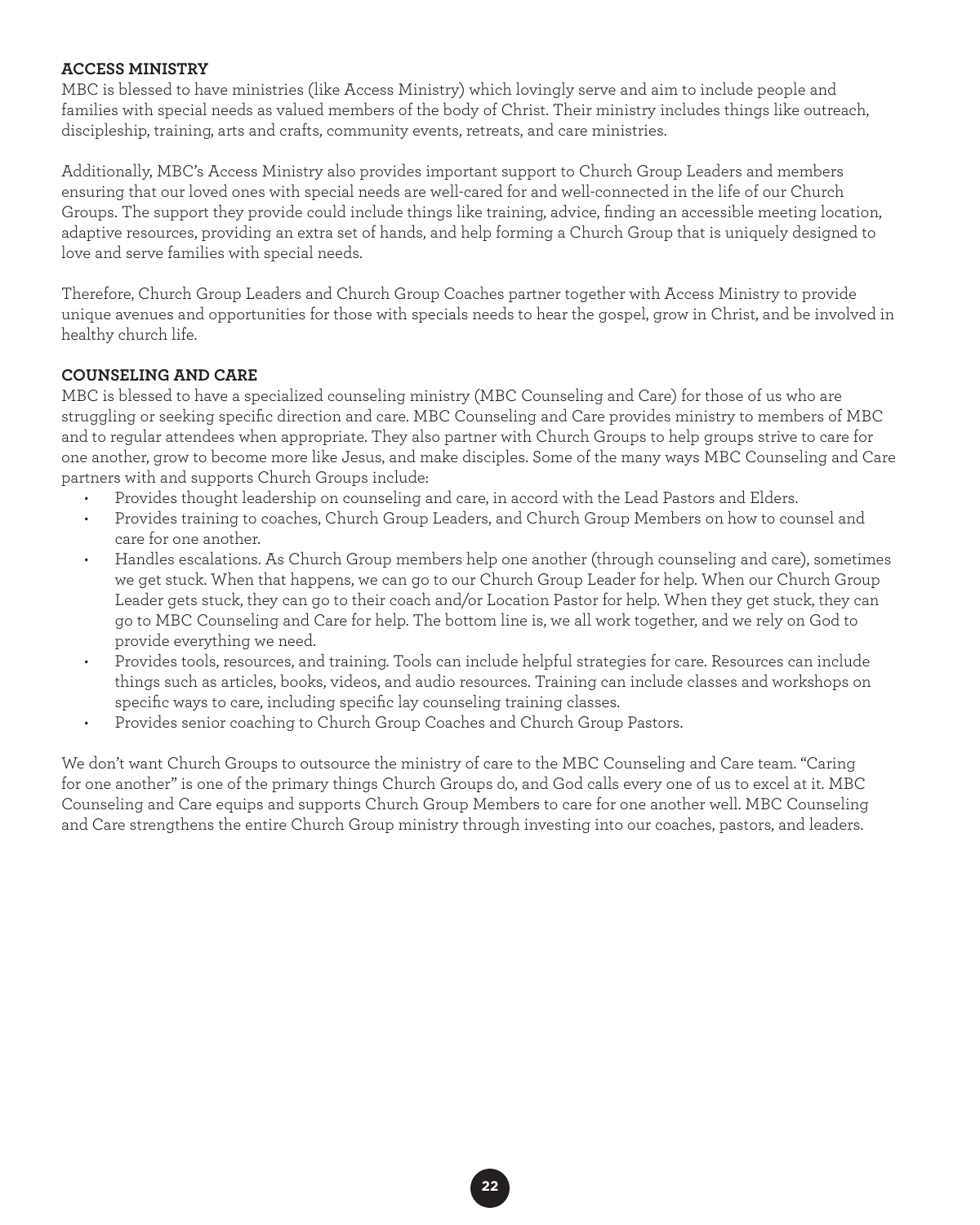## ACCESS MINISTRY

MBC is blessed to have ministries (like Access Ministry) which lovingly serve and aim to include people and families with special needs as valued members of the body of Christ. Their ministry includes things like outreach, discipleship, training, arts and crafts, community events, retreats, and care ministries.

Additionally, MBC's Access Ministry also provides important support to Church Group Leaders and members ensuring that our loved ones with special needs are well-cared for and well-connected in the life of our Church Groups. The support they provide could include things like training, advice, finding an accessible meeting location, adaptive resources, providing an extra set of hands, and help forming a Church Group that is uniquely designed to love and serve families with special needs.

Therefore, Church Group Leaders and Church Group Coaches partner together with Access Ministry to provide unique avenues and opportunities for those with specials needs to hear the gospel, grow in Christ, and be involved in healthy church life.

## COUNSELING AND CARE

MBC is blessed to have a specialized counseling ministry (MBC Counseling and Care) for those of us who are struggling or seeking specific direction and care. MBC Counseling and Care provides ministry to members of MBC and to regular attendees when appropriate. They also partner with Church Groups to help groups strive to care for one another, grow to become more like Jesus, and make disciples. Some of the many ways MBC Counseling and Care partners with and supports Church Groups include:

- Provides thought leadership on counseling and care, in accord with the Lead Pastors and Elders.
- Provides training to coaches, Church Group Leaders, and Church Group Members on how to counsel and care for one another.
- Handles escalations. As Church Group members help one another (through counseling and care), sometimes we get stuck. When that happens, we can go to our Church Group Leader for help. When our Church Group Leader gets stuck, they can go to their coach and/or Location Pastor for help. When they get stuck, they can go to MBC Counseling and Care for help. The bottom line is, we all work together, and we rely on God to provide everything we need.
- Provides tools, resources, and training. Tools can include helpful strategies for care. Resources can include things such as articles, books, videos, and audio resources. Training can include classes and workshops on specific ways to care, including specific lay counseling training classes.
- Provides senior coaching to Church Group Coaches and Church Group Pastors.

We don't want Church Groups to outsource the ministry of care to the MBC Counseling and Care team. "Caring for one another" is one of the primary things Church Groups do, and God calls every one of us to excel at it. MBC Counseling and Care equips and supports Church Group Members to care for one another well. MBC Counseling and Care strengthens the entire Church Group ministry through investing into our coaches, pastors, and leaders.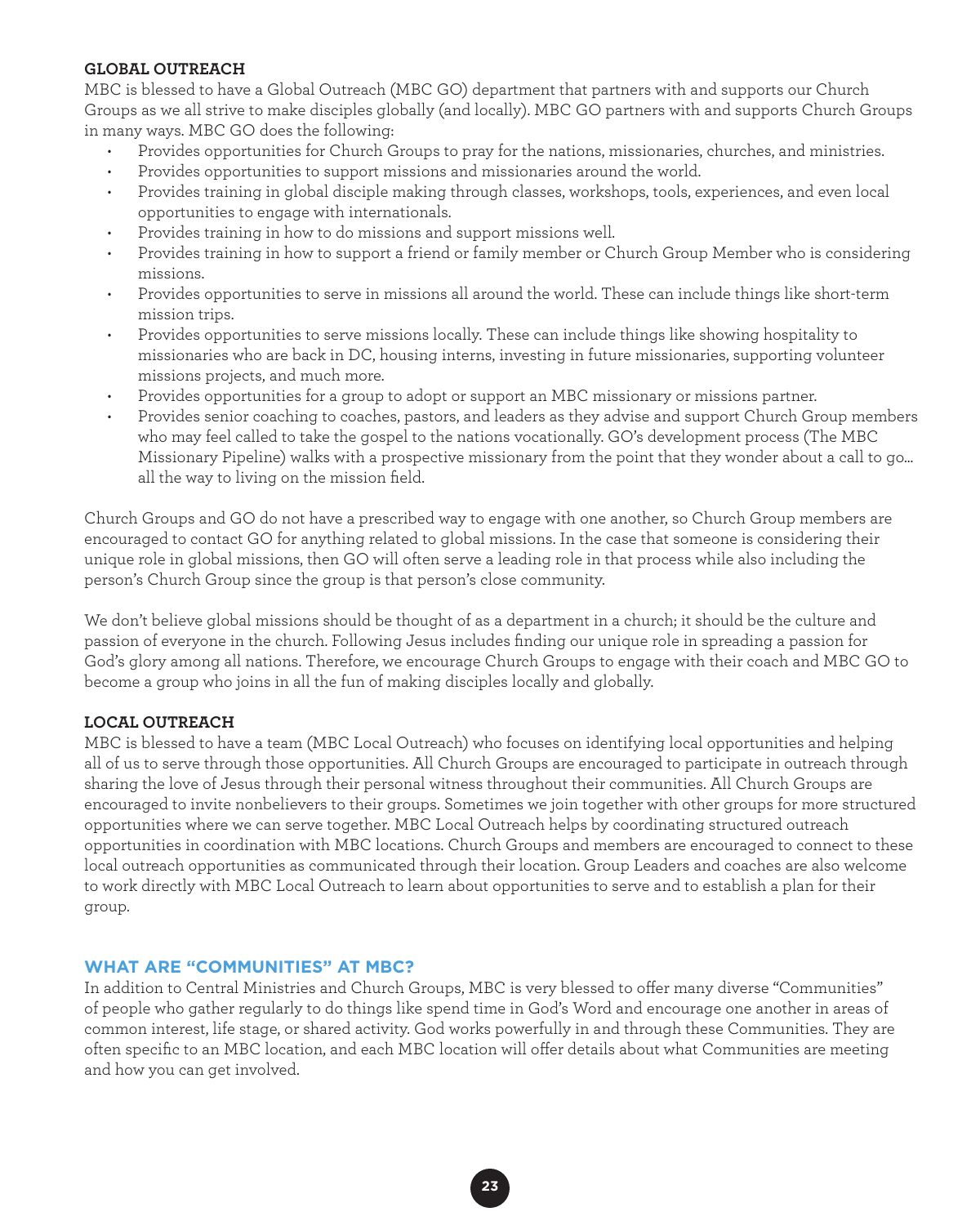### GLOBAL OUTREACH

MBC is blessed to have a Global Outreach (MBC GO) department that partners with and supports our Church Groups as we all strive to make disciples globally (and locally). MBC GO partners with and supports Church Groups in many ways. MBC GO does the following:

- Provides opportunities for Church Groups to pray for the nations, missionaries, churches, and ministries.
- Provides opportunities to support missions and missionaries around the world.
- Provides training in global disciple making through classes, workshops, tools, experiences, and even local opportunities to engage with internationals.
- Provides training in how to do missions and support missions well.
- Provides training in how to support a friend or family member or Church Group Member who is considering missions.
- Provides opportunities to serve in missions all around the world. These can include things like short-term mission trips.
- Provides opportunities to serve missions locally. These can include things like showing hospitality to missionaries who are back in DC, housing interns, investing in future missionaries, supporting volunteer missions projects, and much more.
- Provides opportunities for a group to adopt or support an MBC missionary or missions partner.
- Provides senior coaching to coaches, pastors, and leaders as they advise and support Church Group members who may feel called to take the gospel to the nations vocationally. GO's development process (The MBC Missionary Pipeline) walks with a prospective missionary from the point that they wonder about a call to go… all the way to living on the mission field.

Church Groups and GO do not have a prescribed way to engage with one another, so Church Group members are encouraged to contact GO for anything related to global missions. In the case that someone is considering their unique role in global missions, then GO will often serve a leading role in that process while also including the person's Church Group since the group is that person's close community.

We don't believe global missions should be thought of as a department in a church; it should be the culture and passion of everyone in the church. Following Jesus includes finding our unique role in spreading a passion for God's glory among all nations. Therefore, we encourage Church Groups to engage with their coach and MBC GO to become a group who joins in all the fun of making disciples locally and globally.

### LOCAL OUTREACH

MBC is blessed to have a team (MBC Local Outreach) who focuses on identifying local opportunities and helping all of us to serve through those opportunities. All Church Groups are encouraged to participate in outreach through sharing the love of Jesus through their personal witness throughout their communities. All Church Groups are encouraged to invite nonbelievers to their groups. Sometimes we join together with other groups for more structured opportunities where we can serve together. MBC Local Outreach helps by coordinating structured outreach opportunities in coordination with MBC locations. Church Groups and members are encouraged to connect to these local outreach opportunities as communicated through their location. Group Leaders and coaches are also welcome to work directly with MBC Local Outreach to learn about opportunities to serve and to establish a plan for their group.

## WHAT ARE "COMMUNITIES" AT MBC?

In addition to Central Ministries and Church Groups, MBC is very blessed to offer many diverse "Communities" of people who gather regularly to do things like spend time in God's Word and encourage one another in areas of common interest, life stage, or shared activity. God works powerfully in and through these Communities. They are often specific to an MBC location, and each MBC location will offer details about what Communities are meeting and how you can get involved.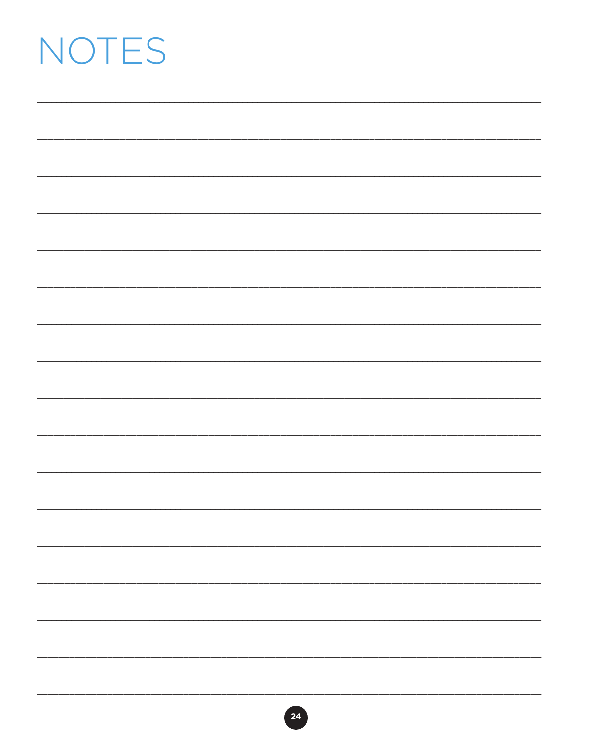# NOTES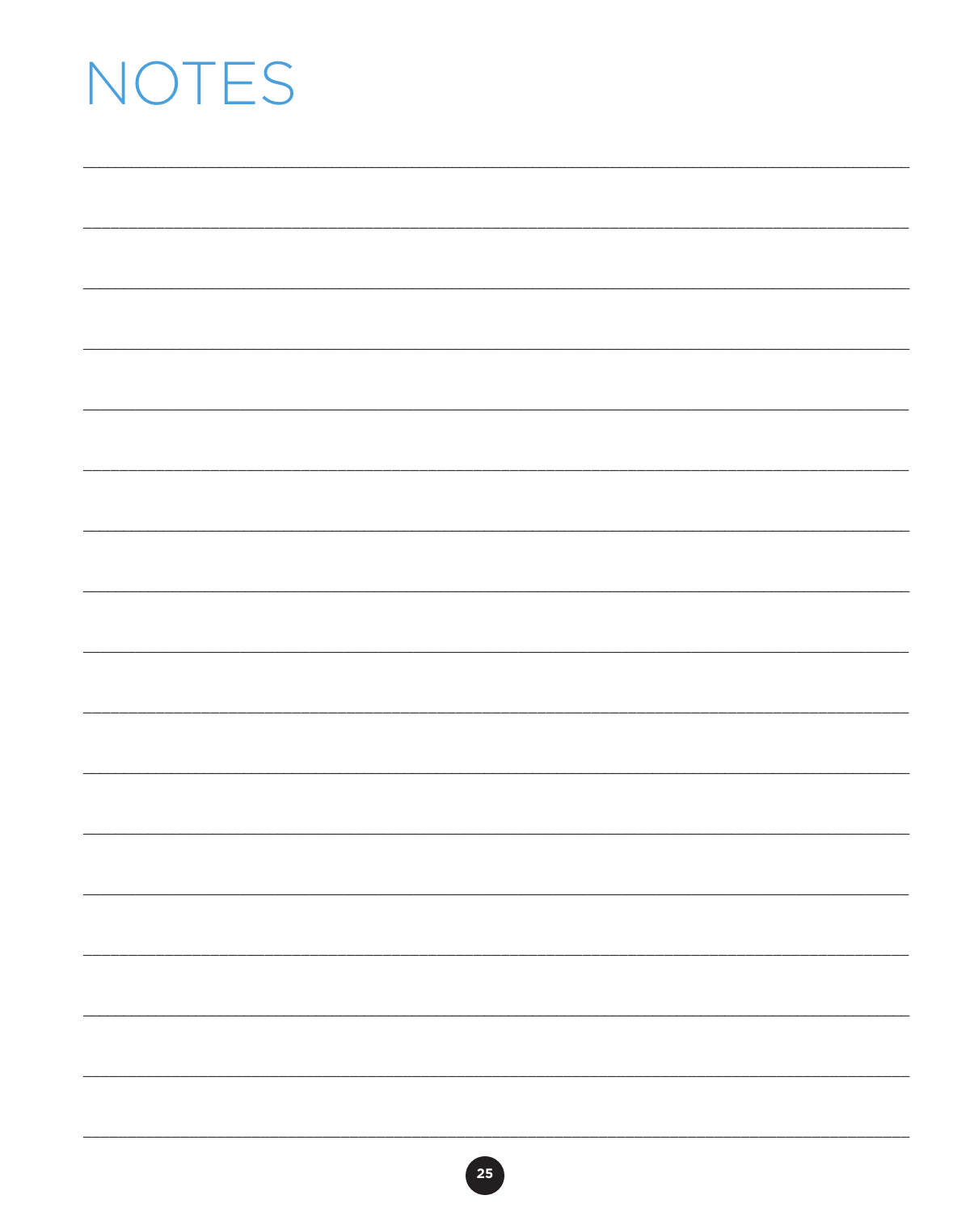# NOTES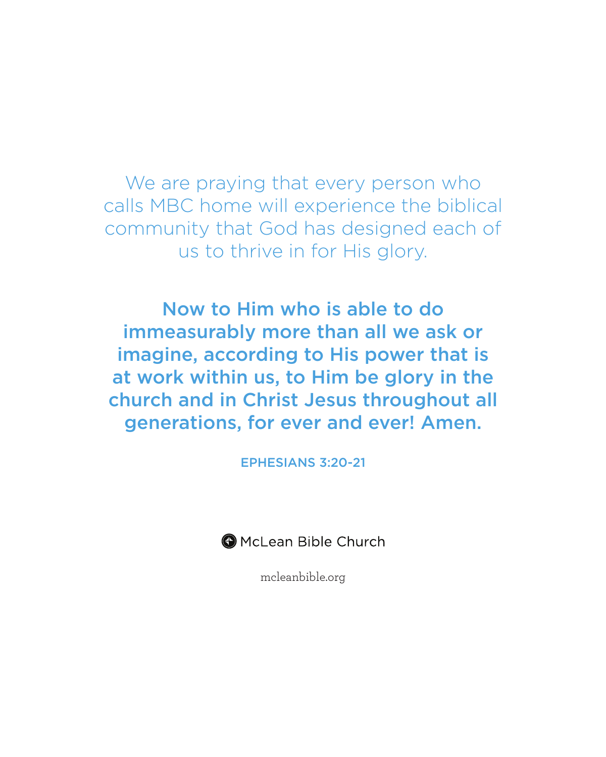We are praying that every person who calls MBC home will experience the biblical community that God has designed each of us to thrive in for His glory.

**Now to Him who is able to do immeasurably more than all we ask or imagine, according to His power that is at work within us, to Him be glory in the church and in Christ Jesus throughout all generations, for ever and ever! Amen.**

EPHESIANS 3:20-21

McLean Bible Church

mcleanbible.org